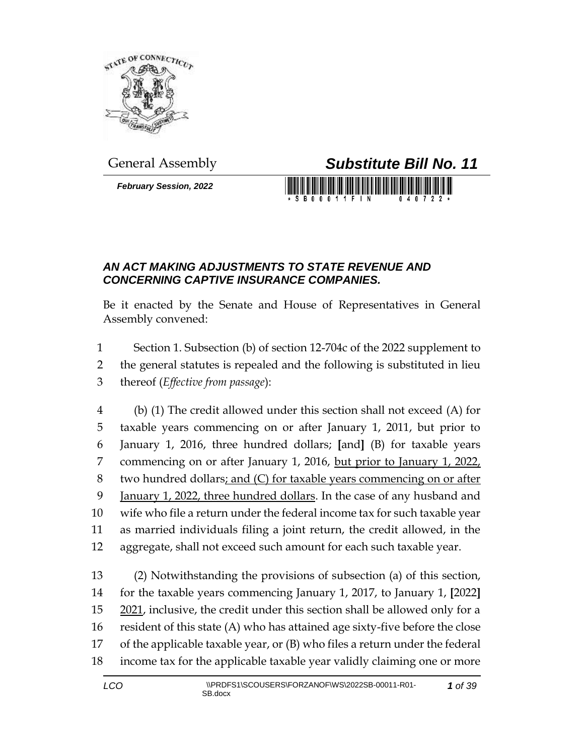General Assembly

# *Substitute Bill No. 11*

***February Session, 2022***

## *AN ACT MAKING ADJUSTMENTS TO STATE REVENUE AND CONCERNING CAPTIVE INSURANCE COMPANIES.*

Be it enacted by the Senate and House of Representatives in General Assembly convened:

1 Section 1. Subsection (b) of section 12-704c of the 2022 supplement to
2 the general statutes is repealed and the following is substituted in lieu
3 thereof (*Effective from passage*):

4 (b) (1) The credit allowed under this section shall not exceed (A) for
5 taxable years commencing on or after January 1, 2011, but prior to
6 January 1, 2016, three hundred dollars; **[**and**]** (B) for taxable years
7 commencing on or after January 1, 2016, <u>but prior to January 1, 2022,</u>
8 two hundred dollars<u>; and (C) for taxable years commencing on or after</u>
9 <u>January 1, 2022, three hundred dollars</u>. In the case of any husband and
10 wife who file a return under the federal income tax for such taxable year
11 as married individuals filing a joint return, the credit allowed, in the
12 aggregate, shall not exceed such amount for each such taxable year.

13 (2) Notwithstanding the provisions of subsection (a) of this section,
14 for the taxable years commencing January 1, 2017, to January 1, **[**2022**]**
15 <u>2021</u>, inclusive, the credit under this section shall be allowed only for a
16 resident of this state (A) who has attained age sixty-five before the close
17 of the applicable taxable year, or (B) who files a return under the federal
18 income tax for the applicable taxable year validly claiming one or more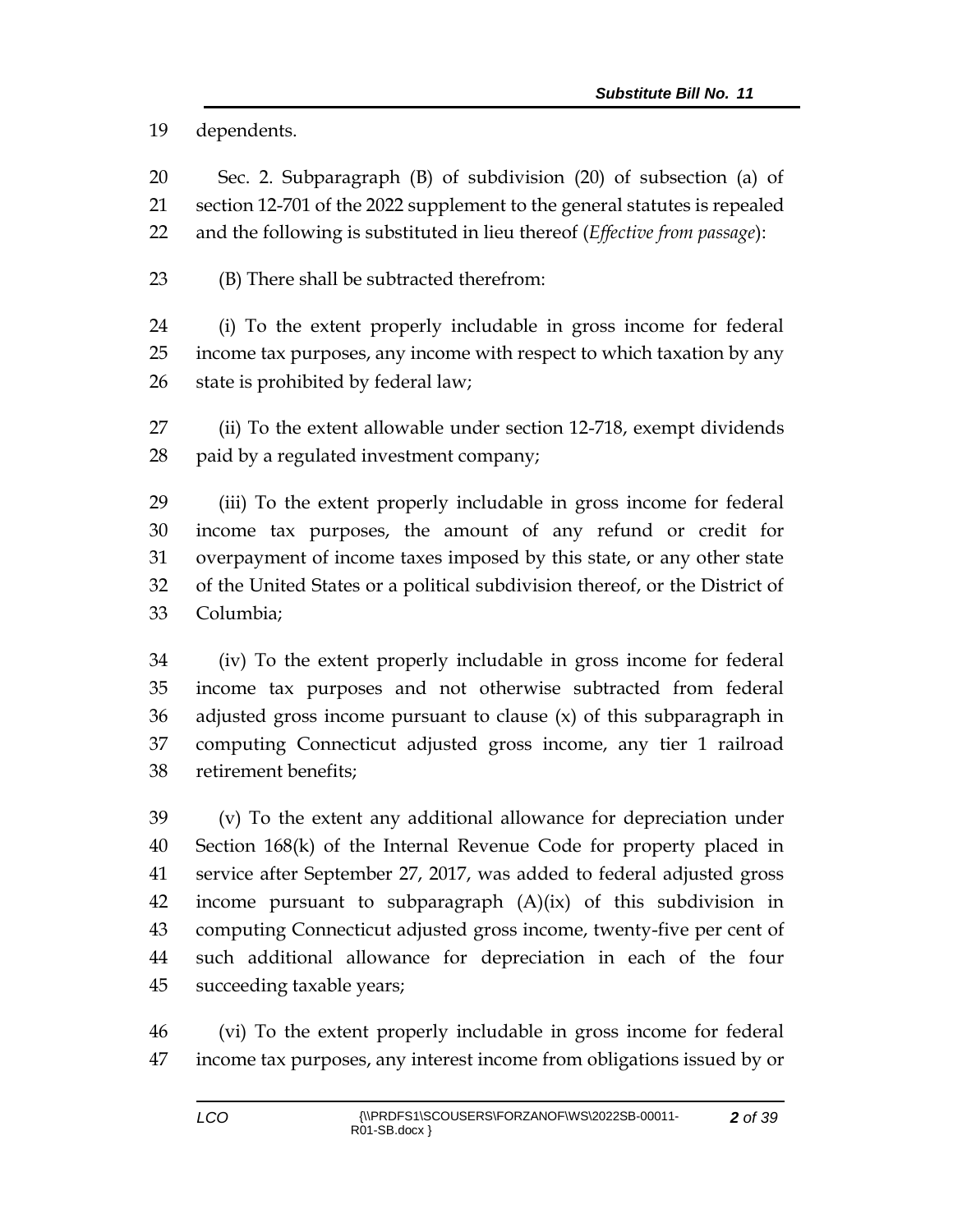dependents.

Sec. 2. Subparagraph (B) of subdivision (20) of subsection (a) of section 12-701 of the 2022 supplement to the general statutes is repealed and the following is substituted in lieu thereof (*Effective from passage*):

(B) There shall be subtracted therefrom:

(i) To the extent properly includable in gross income for federal income tax purposes, any income with respect to which taxation by any state is prohibited by federal law;

(ii) To the extent allowable under section 12-718, exempt dividends paid by a regulated investment company;

(iii) To the extent properly includable in gross income for federal income tax purposes, the amount of any refund or credit for overpayment of income taxes imposed by this state, or any other state of the United States or a political subdivision thereof, or the District of Columbia;

(iv) To the extent properly includable in gross income for federal income tax purposes and not otherwise subtracted from federal adjusted gross income pursuant to clause (x) of this subparagraph in computing Connecticut adjusted gross income, any tier 1 railroad retirement benefits;

(v) To the extent any additional allowance for depreciation under Section 168(k) of the Internal Revenue Code for property placed in service after September 27, 2017, was added to federal adjusted gross income pursuant to subparagraph (A)(ix) of this subdivision in computing Connecticut adjusted gross income, twenty-five per cent of such additional allowance for depreciation in each of the four succeeding taxable years;

(vi) To the extent properly includable in gross income for federal income tax purposes, any interest income from obligations issued by or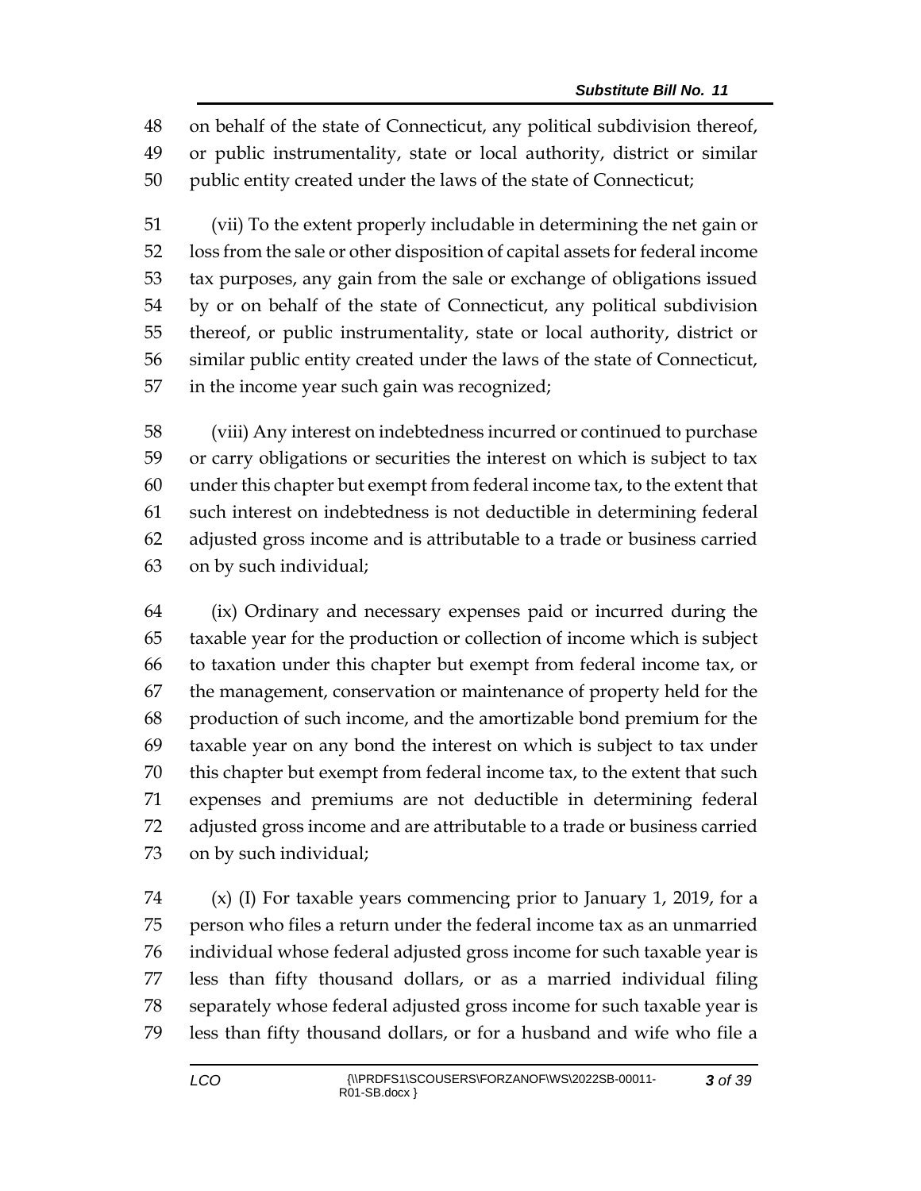on behalf of the state of Connecticut, any political subdivision thereof, or public instrumentality, state or local authority, district or similar public entity created under the laws of the state of Connecticut;

(vii) To the extent properly includable in determining the net gain or loss from the sale or other disposition of capital assets for federal income tax purposes, any gain from the sale or exchange of obligations issued by or on behalf of the state of Connecticut, any political subdivision thereof, or public instrumentality, state or local authority, district or similar public entity created under the laws of the state of Connecticut, in the income year such gain was recognized;

(viii) Any interest on indebtedness incurred or continued to purchase or carry obligations or securities the interest on which is subject to tax under this chapter but exempt from federal income tax, to the extent that such interest on indebtedness is not deductible in determining federal adjusted gross income and is attributable to a trade or business carried on by such individual;

(ix) Ordinary and necessary expenses paid or incurred during the taxable year for the production or collection of income which is subject to taxation under this chapter but exempt from federal income tax, or the management, conservation or maintenance of property held for the production of such income, and the amortizable bond premium for the taxable year on any bond the interest on which is subject to tax under this chapter but exempt from federal income tax, to the extent that such expenses and premiums are not deductible in determining federal adjusted gross income and are attributable to a trade or business carried on by such individual;

(x) (I) For taxable years commencing prior to January 1, 2019, for a person who files a return under the federal income tax as an unmarried individual whose federal adjusted gross income for such taxable year is less than fifty thousand dollars, or as a married individual filing separately whose federal adjusted gross income for such taxable year is less than fifty thousand dollars, or for a husband and wife who file a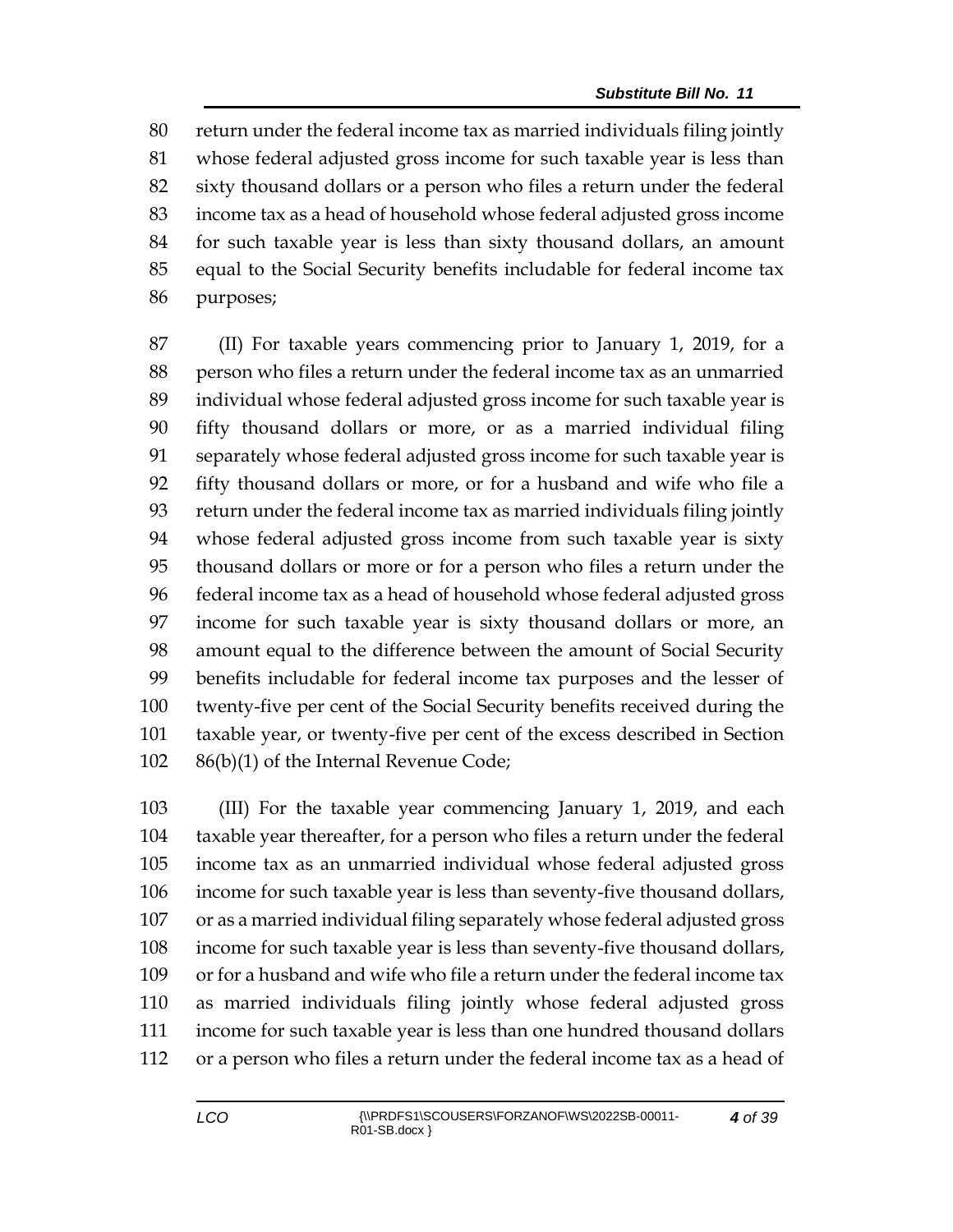return under the federal income tax as married individuals filing jointly whose federal adjusted gross income for such taxable year is less than sixty thousand dollars or a person who files a return under the federal income tax as a head of household whose federal adjusted gross income for such taxable year is less than sixty thousand dollars, an amount equal to the Social Security benefits includable for federal income tax purposes;

(II) For taxable years commencing prior to January 1, 2019, for a person who files a return under the federal income tax as an unmarried individual whose federal adjusted gross income for such taxable year is fifty thousand dollars or more, or as a married individual filing separately whose federal adjusted gross income for such taxable year is fifty thousand dollars or more, or for a husband and wife who file a return under the federal income tax as married individuals filing jointly whose federal adjusted gross income from such taxable year is sixty thousand dollars or more or for a person who files a return under the federal income tax as a head of household whose federal adjusted gross income for such taxable year is sixty thousand dollars or more, an amount equal to the difference between the amount of Social Security benefits includable for federal income tax purposes and the lesser of twenty-five per cent of the Social Security benefits received during the taxable year, or twenty-five per cent of the excess described in Section 86(b)(1) of the Internal Revenue Code;

(III) For the taxable year commencing January 1, 2019, and each taxable year thereafter, for a person who files a return under the federal income tax as an unmarried individual whose federal adjusted gross income for such taxable year is less than seventy-five thousand dollars, or as a married individual filing separately whose federal adjusted gross income for such taxable year is less than seventy-five thousand dollars, or for a husband and wife who file a return under the federal income tax as married individuals filing jointly whose federal adjusted gross income for such taxable year is less than one hundred thousand dollars or a person who files a return under the federal income tax as a head of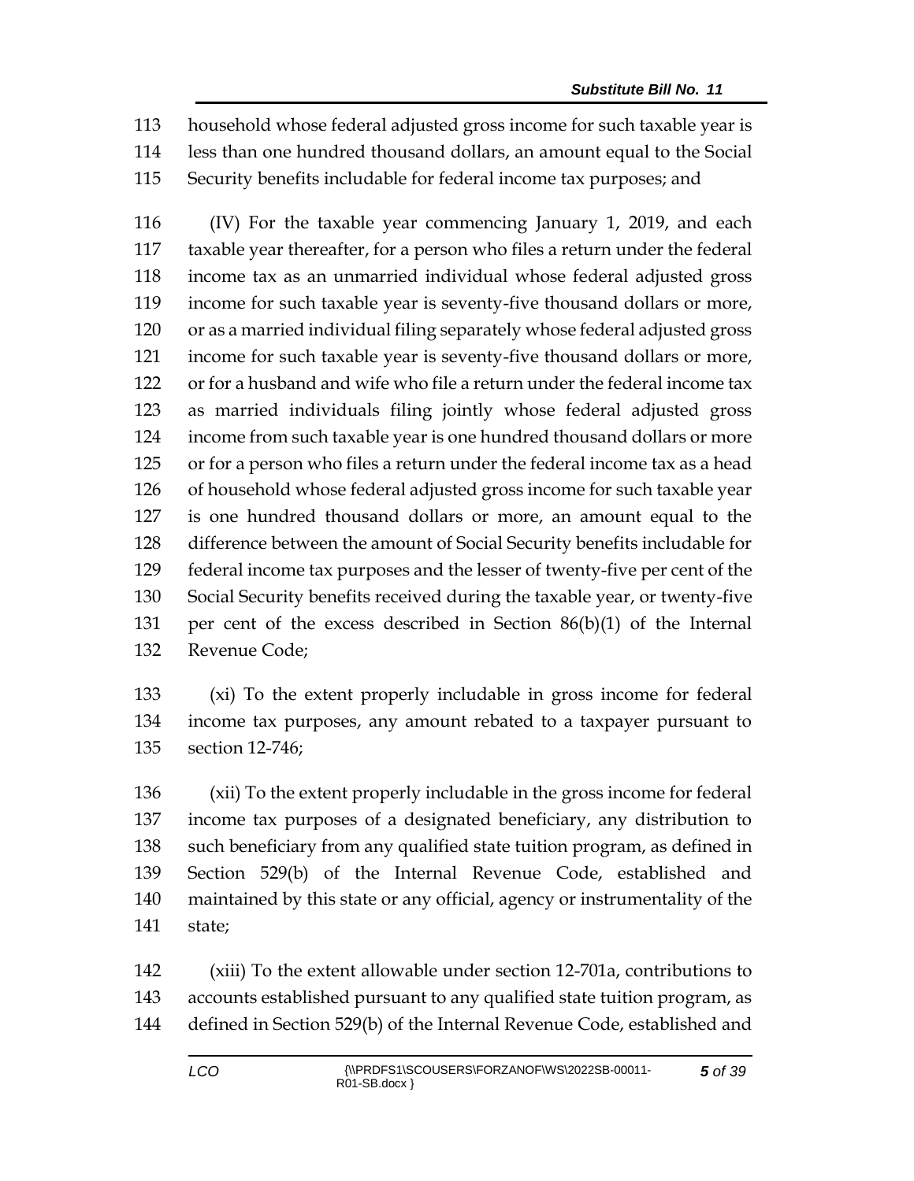household whose federal adjusted gross income for such taxable year is less than one hundred thousand dollars, an amount equal to the Social Security benefits includable for federal income tax purposes; and

(IV) For the taxable year commencing January 1, 2019, and each taxable year thereafter, for a person who files a return under the federal income tax as an unmarried individual whose federal adjusted gross income for such taxable year is seventy-five thousand dollars or more, or as a married individual filing separately whose federal adjusted gross income for such taxable year is seventy-five thousand dollars or more, or for a husband and wife who file a return under the federal income tax as married individuals filing jointly whose federal adjusted gross income from such taxable year is one hundred thousand dollars or more or for a person who files a return under the federal income tax as a head of household whose federal adjusted gross income for such taxable year is one hundred thousand dollars or more, an amount equal to the difference between the amount of Social Security benefits includable for federal income tax purposes and the lesser of twenty-five per cent of the Social Security benefits received during the taxable year, or twenty-five per cent of the excess described in Section 86(b)(1) of the Internal Revenue Code;

(xi) To the extent properly includable in gross income for federal income tax purposes, any amount rebated to a taxpayer pursuant to section 12-746;

(xii) To the extent properly includable in the gross income for federal income tax purposes of a designated beneficiary, any distribution to such beneficiary from any qualified state tuition program, as defined in Section 529(b) of the Internal Revenue Code, established and maintained by this state or any official, agency or instrumentality of the state;

(xiii) To the extent allowable under section 12-701a, contributions to accounts established pursuant to any qualified state tuition program, as defined in Section 529(b) of the Internal Revenue Code, established and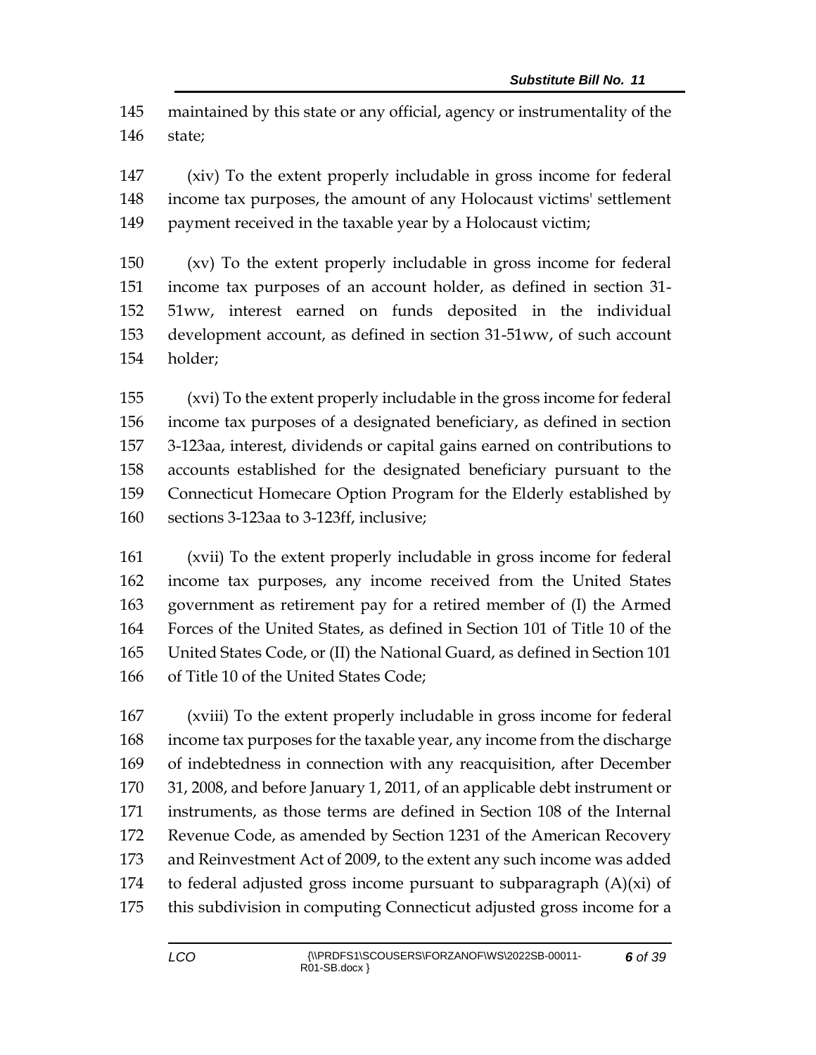maintained by this state or any official, agency or instrumentality of the state;

(xiv) To the extent properly includable in gross income for federal income tax purposes, the amount of any Holocaust victims' settlement payment received in the taxable year by a Holocaust victim;

(xv) To the extent properly includable in gross income for federal income tax purposes of an account holder, as defined in section 31-51ww, interest earned on funds deposited in the individual development account, as defined in section 31-51ww, of such account holder;

(xvi) To the extent properly includable in the gross income for federal income tax purposes of a designated beneficiary, as defined in section 3-123aa, interest, dividends or capital gains earned on contributions to accounts established for the designated beneficiary pursuant to the Connecticut Homecare Option Program for the Elderly established by sections 3-123aa to 3-123ff, inclusive;

(xvii) To the extent properly includable in gross income for federal income tax purposes, any income received from the United States government as retirement pay for a retired member of (I) the Armed Forces of the United States, as defined in Section 101 of Title 10 of the United States Code, or (II) the National Guard, as defined in Section 101 of Title 10 of the United States Code;

(xviii) To the extent properly includable in gross income for federal income tax purposes for the taxable year, any income from the discharge of indebtedness in connection with any reacquisition, after December 31, 2008, and before January 1, 2011, of an applicable debt instrument or instruments, as those terms are defined in Section 108 of the Internal Revenue Code, as amended by Section 1231 of the American Recovery and Reinvestment Act of 2009, to the extent any such income was added to federal adjusted gross income pursuant to subparagraph (A)(xi) of this subdivision in computing Connecticut adjusted gross income for a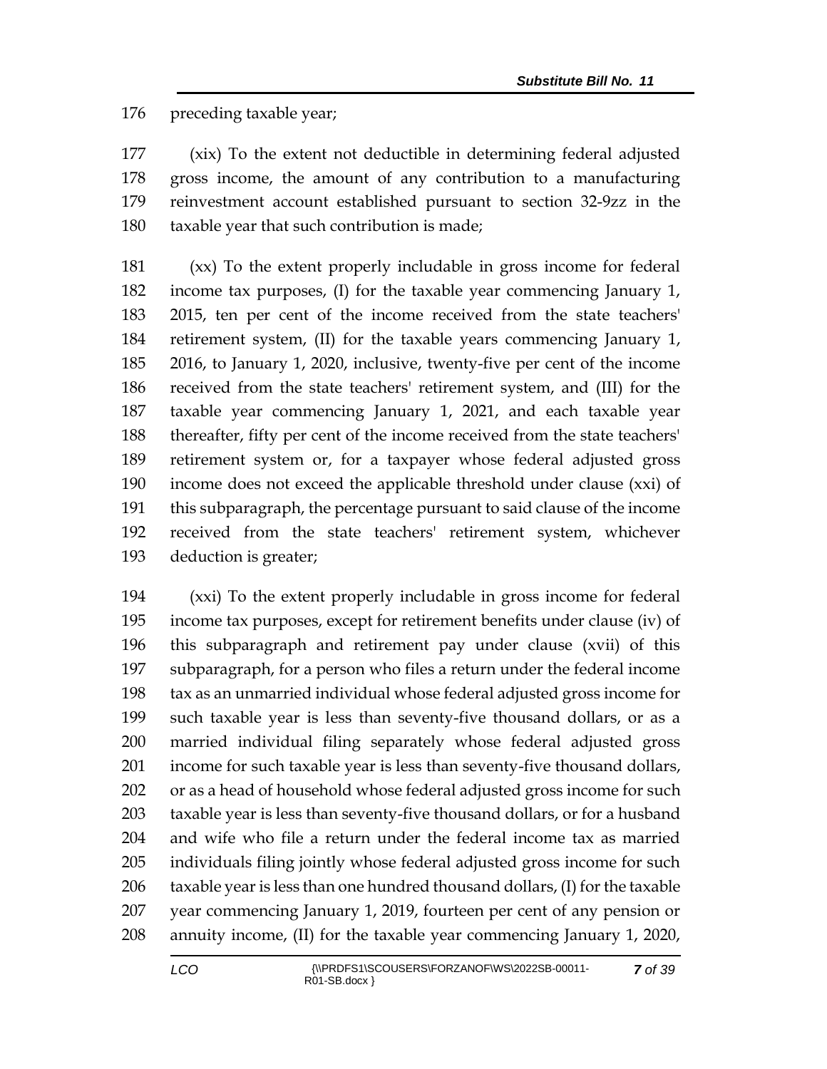preceding taxable year;

(xix) To the extent not deductible in determining federal adjusted gross income, the amount of any contribution to a manufacturing reinvestment account established pursuant to section 32-9zz in the taxable year that such contribution is made;

(xx) To the extent properly includable in gross income for federal income tax purposes, (I) for the taxable year commencing January 1, 2015, ten per cent of the income received from the state teachers' retirement system, (II) for the taxable years commencing January 1, 2016, to January 1, 2020, inclusive, twenty-five per cent of the income received from the state teachers' retirement system, and (III) for the taxable year commencing January 1, 2021, and each taxable year thereafter, fifty per cent of the income received from the state teachers' retirement system or, for a taxpayer whose federal adjusted gross income does not exceed the applicable threshold under clause (xxi) of this subparagraph, the percentage pursuant to said clause of the income received from the state teachers' retirement system, whichever deduction is greater;

(xxi) To the extent properly includable in gross income for federal income tax purposes, except for retirement benefits under clause (iv) of this subparagraph and retirement pay under clause (xvii) of this subparagraph, for a person who files a return under the federal income tax as an unmarried individual whose federal adjusted gross income for such taxable year is less than seventy-five thousand dollars, or as a married individual filing separately whose federal adjusted gross income for such taxable year is less than seventy-five thousand dollars, or as a head of household whose federal adjusted gross income for such taxable year is less than seventy-five thousand dollars, or for a husband and wife who file a return under the federal income tax as married individuals filing jointly whose federal adjusted gross income for such taxable year is less than one hundred thousand dollars, (I) for the taxable year commencing January 1, 2019, fourteen per cent of any pension or annuity income, (II) for the taxable year commencing January 1, 2020,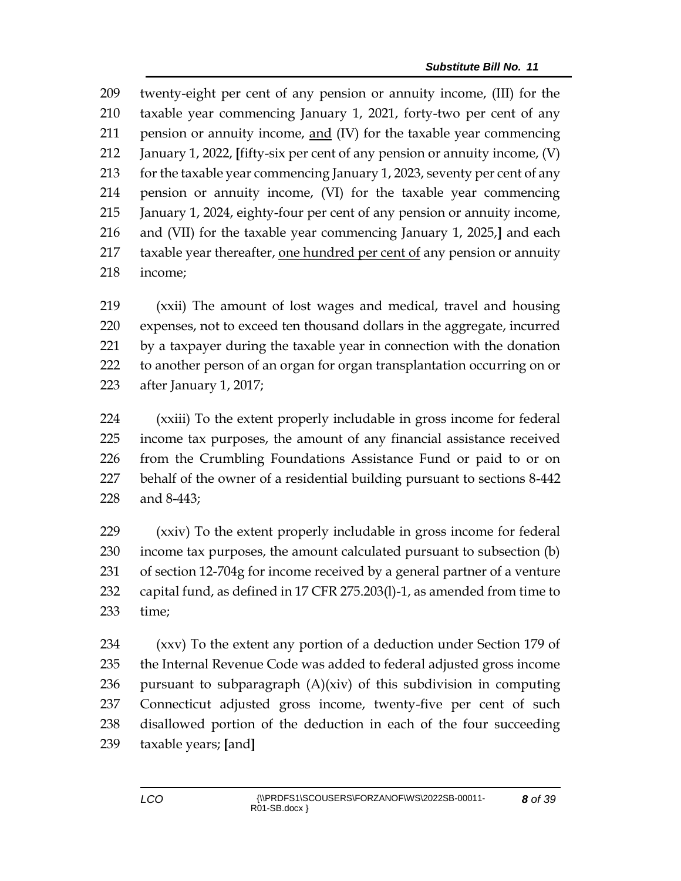209 twenty-eight per cent of any pension or annuity income, (III) for the taxable year commencing January 1, 2021, forty-two per cent of any pension or annuity income, <u>and</u> (IV) for the taxable year commencing January 1, 2022, **[**fifty-six per cent of any pension or annuity income, (V) for the taxable year commencing January 1, 2023, seventy per cent of any pension or annuity income, (VI) for the taxable year commencing January 1, 2024, eighty-four per cent of any pension or annuity income, and (VII) for the taxable year commencing January 1, 2025,**]** and each taxable year thereafter, <u>one hundred per cent of</u> any pension or annuity income;

219 (xxii) The amount of lost wages and medical, travel and housing expenses, not to exceed ten thousand dollars in the aggregate, incurred by a taxpayer during the taxable year in connection with the donation to another person of an organ for organ transplantation occurring on or after January 1, 2017;

224 (xxiii) To the extent properly includable in gross income for federal income tax purposes, the amount of any financial assistance received from the Crumbling Foundations Assistance Fund or paid to or on behalf of the owner of a residential building pursuant to sections 8-442 and 8-443;

229 (xxiv) To the extent properly includable in gross income for federal income tax purposes, the amount calculated pursuant to subsection (b) of section 12-704g for income received by a general partner of a venture capital fund, as defined in 17 CFR 275.203(l)-1, as amended from time to time;

234 (xxv) To the extent any portion of a deduction under Section 179 of the Internal Revenue Code was added to federal adjusted gross income pursuant to subparagraph (A)(xiv) of this subdivision in computing Connecticut adjusted gross income, twenty-five per cent of such disallowed portion of the deduction in each of the four succeeding taxable years; **[**and**]**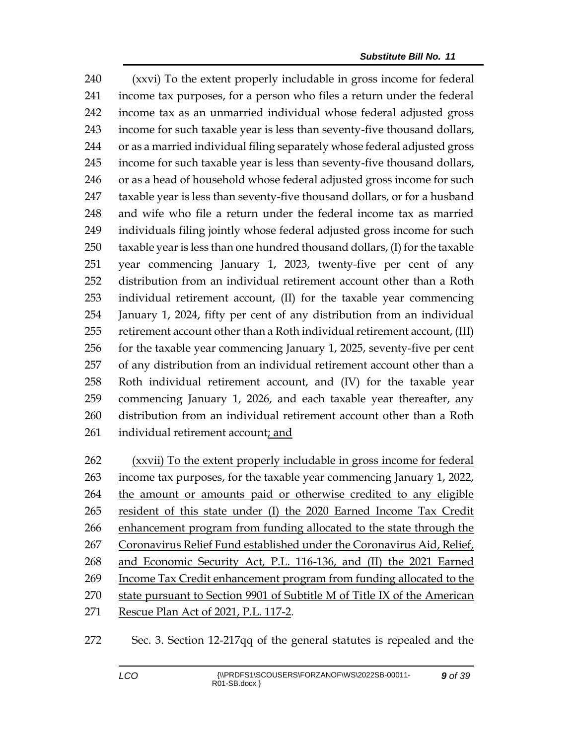240 (xxvi) To the extent properly includable in gross income for federal
241 income tax purposes, for a person who files a return under the federal
242 income tax as an unmarried individual whose federal adjusted gross
243 income for such taxable year is less than seventy-five thousand dollars,
244 or as a married individual filing separately whose federal adjusted gross
245 income for such taxable year is less than seventy-five thousand dollars,
246 or as a head of household whose federal adjusted gross income for such
247 taxable year is less than seventy-five thousand dollars, or for a husband
248 and wife who file a return under the federal income tax as married
249 individuals filing jointly whose federal adjusted gross income for such
250 taxable year is less than one hundred thousand dollars, (I) for the taxable
251 year commencing January 1, 2023, twenty-five per cent of any
252 distribution from an individual retirement account other than a Roth
253 individual retirement account, (II) for the taxable year commencing
254 January 1, 2024, fifty per cent of any distribution from an individual
255 retirement account other than a Roth individual retirement account, (III)
256 for the taxable year commencing January 1, 2025, seventy-five per cent
257 of any distribution from an individual retirement account other than a
258 Roth individual retirement account, and (IV) for the taxable year
259 commencing January 1, 2026, and each taxable year thereafter, any
260 distribution from an individual retirement account other than a Roth
261 individual retirement account<u>; and</u>

262 <u>(xxvii) To the extent properly includable in gross income for federal</u>
263 <u>income tax purposes, for the taxable year commencing January 1, 2022,</u>
264 <u>the amount or amounts paid or otherwise credited to any eligible</u>
265 <u>resident of this state under (I) the 2020 Earned Income Tax Credit</u>
266 <u>enhancement program from funding allocated to the state through the</u>
267 <u>Coronavirus Relief Fund established under the Coronavirus Aid, Relief,</u>
268 <u>and Economic Security Act, P.L. 116-136, and (II) the 2021 Earned</u>
269 <u>Income Tax Credit enhancement program from funding allocated to the</u>
270 <u>state pursuant to Section 9901 of Subtitle M of Title IX of the American</u>
271 <u>Rescue Plan Act of 2021, P.L. 117-2</u>.

272 Sec. 3. Section 12-217qq of the general statutes is repealed and the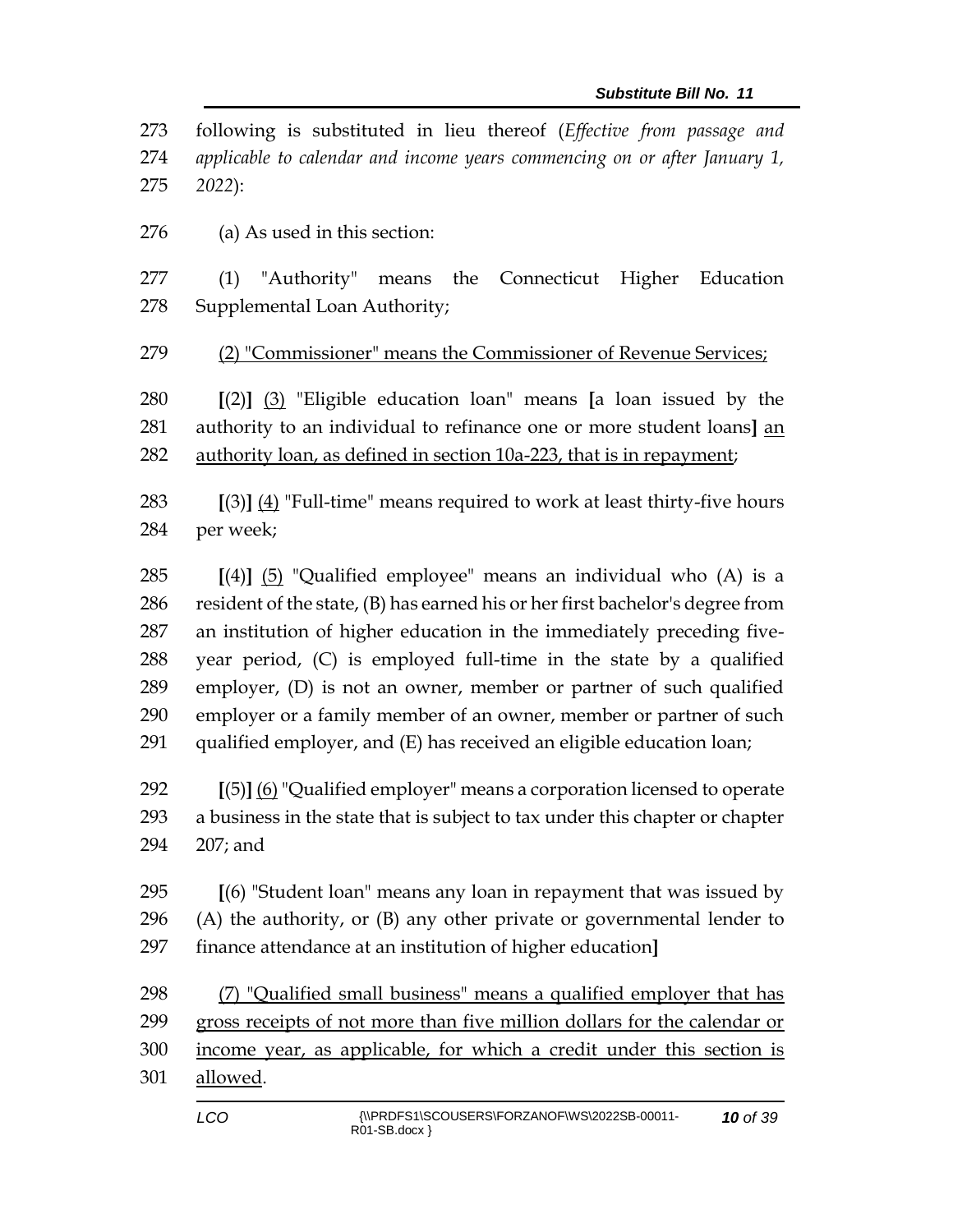following is substituted in lieu thereof (*Effective from passage and applicable to calendar and income years commencing on or after January 1, 2022*):

(a) As used in this section:

(1) "Authority" means the Connecticut Higher Education Supplemental Loan Authority;

<u>(2) "Commissioner" means the Commissioner of Revenue Services;</u>

**[**(2)**]** <u>(3)</u> "Eligible education loan" means **[**a loan issued by the authority to an individual to refinance one or more student loans**]** <u>an authority loan, as defined in section 10a-223, that is in repayment</u>;

**[**(3)**]** <u>(4)</u> "Full-time" means required to work at least thirty-five hours per week;

**[**(4)**]** <u>(5)</u> "Qualified employee" means an individual who (A) is a resident of the state, (B) has earned his or her first bachelor's degree from an institution of higher education in the immediately preceding five-year period, (C) is employed full-time in the state by a qualified employer, (D) is not an owner, member or partner of such qualified employer or a family member of an owner, member or partner of such qualified employer, and (E) has received an eligible education loan;

**[**(5)**]** <u>(6)</u> "Qualified employer" means a corporation licensed to operate a business in the state that is subject to tax under this chapter or chapter 207; and

**[**(6) "Student loan" means any loan in repayment that was issued by (A) the authority, or (B) any other private or governmental lender to finance attendance at an institution of higher education**]**

<u>(7) "Qualified small business" means a qualified employer that has gross receipts of not more than five million dollars for the calendar or income year, as applicable, for which a credit under this section is allowed</u>.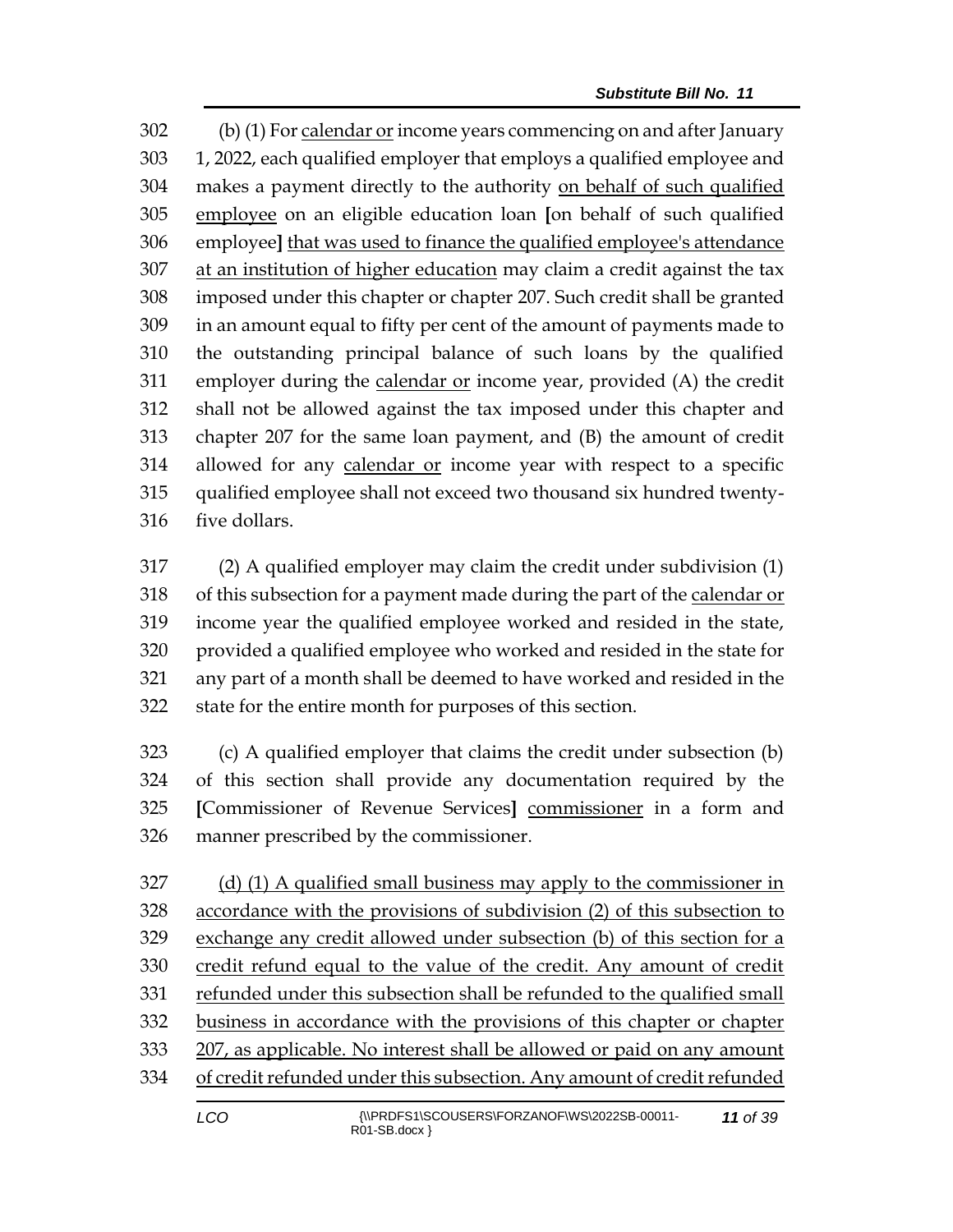(b) (1) For calendar or income years commencing on and after January 1, 2022, each qualified employer that employs a qualified employee and makes a payment directly to the authority on behalf of such qualified employee on an eligible education loan [on behalf of such qualified employee] that was used to finance the qualified employee's attendance at an institution of higher education may claim a credit against the tax imposed under this chapter or chapter 207. Such credit shall be granted in an amount equal to fifty per cent of the amount of payments made to the outstanding principal balance of such loans by the qualified employer during the calendar or income year, provided (A) the credit shall not be allowed against the tax imposed under this chapter and chapter 207 for the same loan payment, and (B) the amount of credit allowed for any calendar or income year with respect to a specific qualified employee shall not exceed two thousand six hundred twenty-five dollars.

(2) A qualified employer may claim the credit under subdivision (1) of this subsection for a payment made during the part of the calendar or income year the qualified employee worked and resided in the state, provided a qualified employee who worked and resided in the state for any part of a month shall be deemed to have worked and resided in the state for the entire month for purposes of this section.

(c) A qualified employer that claims the credit under subsection (b) of this section shall provide any documentation required by the [Commissioner of Revenue Services] commissioner in a form and manner prescribed by the commissioner.

(d) (1) A qualified small business may apply to the commissioner in accordance with the provisions of subdivision (2) of this subsection to exchange any credit allowed under subsection (b) of this section for a credit refund equal to the value of the credit. Any amount of credit refunded under this subsection shall be refunded to the qualified small business in accordance with the provisions of this chapter or chapter 207, as applicable. No interest shall be allowed or paid on any amount of credit refunded under this subsection. Any amount of credit refunded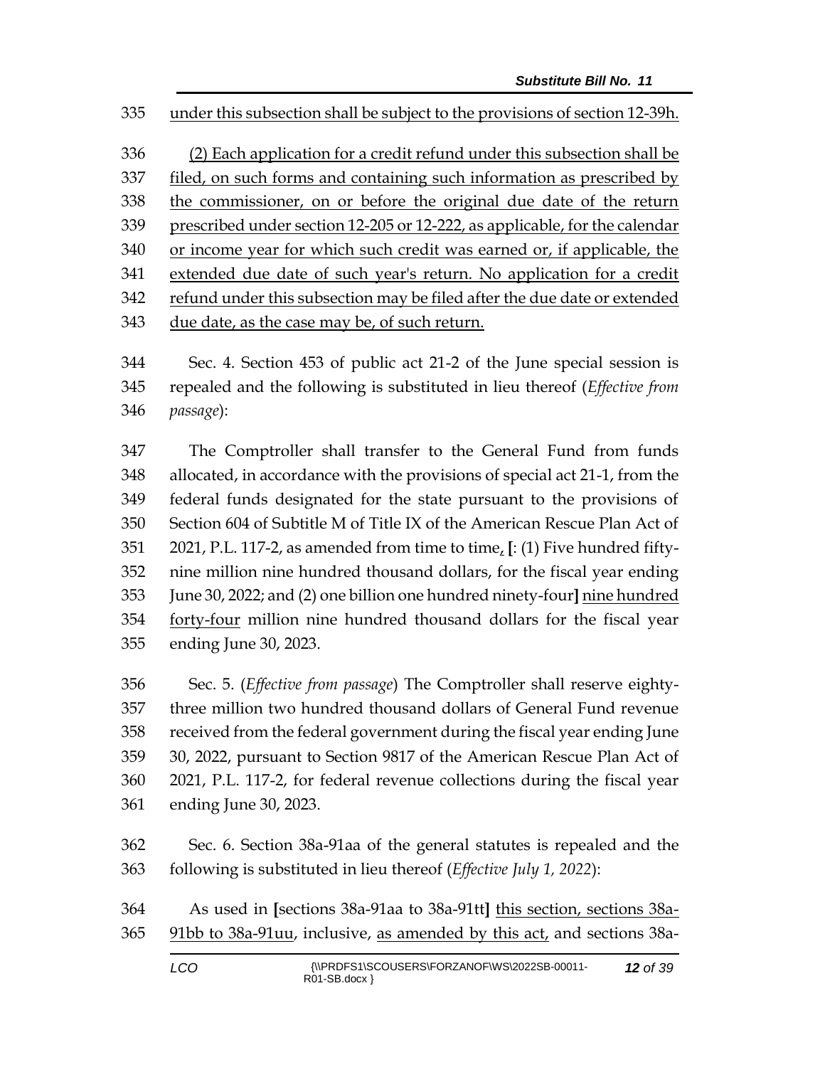335 <u>under this subsection shall be subject to the provisions of section 12-39h.</u>

336 <u>(2) Each application for a credit refund under this subsection shall be</u>
337 <u>filed, on such forms and containing such information as prescribed by</u>
338 <u>the commissioner, on or before the original due date of the return</u>
339 <u>prescribed under section 12-205 or 12-222, as applicable, for the calendar</u>
340 <u>or income year for which such credit was earned or, if applicable, the</u>
341 <u>extended due date of such year's return. No application for a credit</u>
342 <u>refund under this subsection may be filed after the due date or extended</u>
343 <u>due date, as the case may be, of such return.</u>

344 Sec. 4. Section 453 of public act 21-2 of the June special session is
345 repealed and the following is substituted in lieu thereof (*Effective from*
346 *passage*):

347 The Comptroller shall transfer to the General Fund from funds
348 allocated, in accordance with the provisions of special act 21-1, from the
349 federal funds designated for the state pursuant to the provisions of
350 Section 604 of Subtitle M of Title IX of the American Rescue Plan Act of
351 2021, P.L. 117-2, as amended from time to time<u>,</u> **[**: (1) Five hundred fifty-
352 nine million nine hundred thousand dollars, for the fiscal year ending
353 June 30, 2022; and (2) one billion one hundred ninety-four**]** <u>nine hundred</u>
354 <u>forty-four</u> million nine hundred thousand dollars for the fiscal year
355 ending June 30, 2023.

356 Sec. 5. (*Effective from passage*) The Comptroller shall reserve eighty-
357 three million two hundred thousand dollars of General Fund revenue
358 received from the federal government during the fiscal year ending June
359 30, 2022, pursuant to Section 9817 of the American Rescue Plan Act of
360 2021, P.L. 117-2, for federal revenue collections during the fiscal year
361 ending June 30, 2023.

362 Sec. 6. Section 38a-91aa of the general statutes is repealed and the
363 following is substituted in lieu thereof (*Effective July 1, 2022*):

364 As used in **[**sections 38a-91aa to 38a-91tt**]** <u>this section, sections 38a-</u>
365 <u>91bb to 38a-91uu</u>, inclusive, <u>as amended by this act,</u> and sections 38a-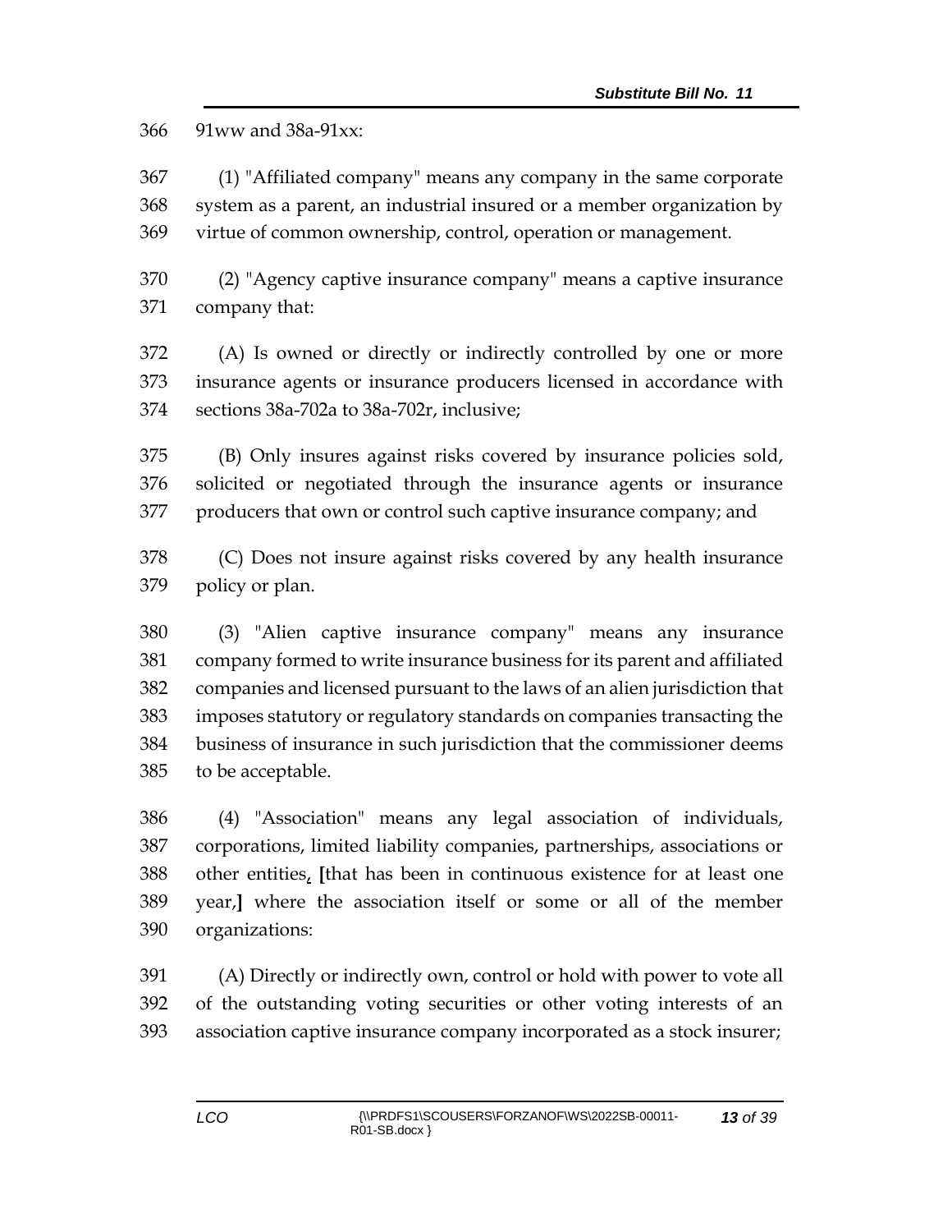366 91ww and 38a-91xx:

367 (1) "Affiliated company" means any company in the same corporate
368 system as a parent, an industrial insured or a member organization by
369 virtue of common ownership, control, operation or management.

370 (2) "Agency captive insurance company" means a captive insurance
371 company that:

372 (A) Is owned or directly or indirectly controlled by one or more
373 insurance agents or insurance producers licensed in accordance with
374 sections 38a-702a to 38a-702r, inclusive;

375 (B) Only insures against risks covered by insurance policies sold,
376 solicited or negotiated through the insurance agents or insurance
377 producers that own or control such captive insurance company; and

378 (C) Does not insure against risks covered by any health insurance
379 policy or plan.

380 (3) "Alien captive insurance company" means any insurance
381 company formed to write insurance business for its parent and affiliated
382 companies and licensed pursuant to the laws of an alien jurisdiction that
383 imposes statutory or regulatory standards on companies transacting the
384 business of insurance in such jurisdiction that the commissioner deems
385 to be acceptable.

386 (4) "Association" means any legal association of individuals,
387 corporations, limited liability companies, partnerships, associations or
388 other entities, **[**that has been in continuous existence for at least one
389 year,**]** where the association itself or some or all of the member
390 organizations:

391 (A) Directly or indirectly own, control or hold with power to vote all
392 of the outstanding voting securities or other voting interests of an
393 association captive insurance company incorporated as a stock insurer;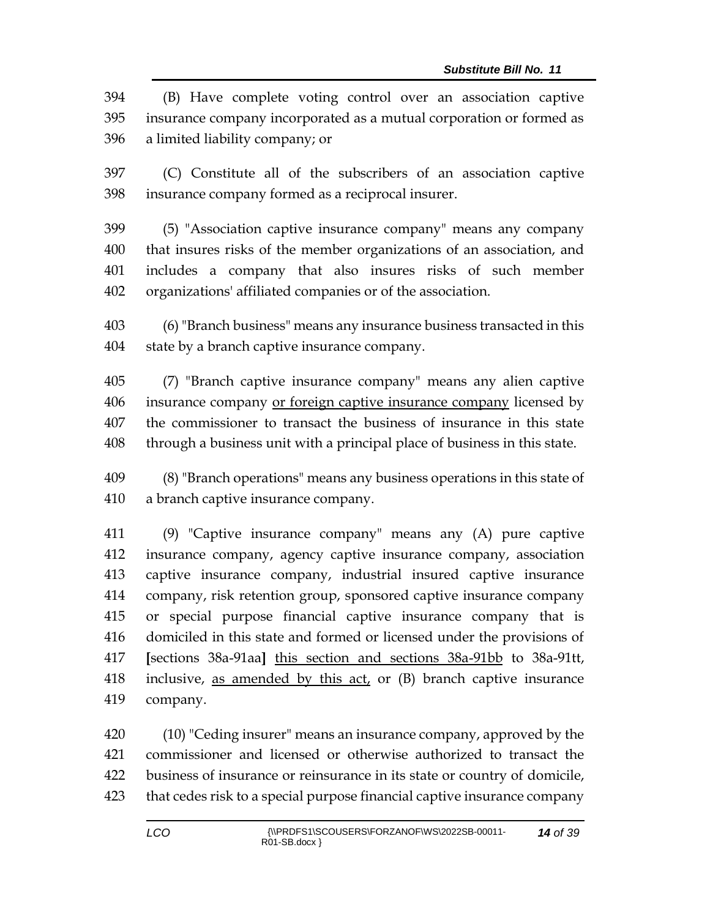394 (B) Have complete voting control over an association captive
395 insurance company incorporated as a mutual corporation or formed as
396 a limited liability company; or

397 (C) Constitute all of the subscribers of an association captive
398 insurance company formed as a reciprocal insurer.

399 (5) "Association captive insurance company" means any company
400 that insures risks of the member organizations of an association, and
401 includes a company that also insures risks of such member
402 organizations' affiliated companies or of the association.

403 (6) "Branch business" means any insurance business transacted in this
404 state by a branch captive insurance company.

405 (7) "Branch captive insurance company" means any alien captive
406 insurance company <u>or foreign captive insurance company</u> licensed by
407 the commissioner to transact the business of insurance in this state
408 through a business unit with a principal place of business in this state.

409 (8) "Branch operations" means any business operations in this state of
410 a branch captive insurance company.

411 (9) "Captive insurance company" means any (A) pure captive
412 insurance company, agency captive insurance company, association
413 captive insurance company, industrial insured captive insurance
414 company, risk retention group, sponsored captive insurance company
415 or special purpose financial captive insurance company that is
416 domiciled in this state and formed or licensed under the provisions of
417 **[**sections 38a-91aa**]** <u>this section and sections 38a-91bb</u> to 38a-91tt,
418 inclusive, <u>as amended by this act,</u> or (B) branch captive insurance
419 company.

420 (10) "Ceding insurer" means an insurance company, approved by the
421 commissioner and licensed or otherwise authorized to transact the
422 business of insurance or reinsurance in its state or country of domicile,
423 that cedes risk to a special purpose financial captive insurance company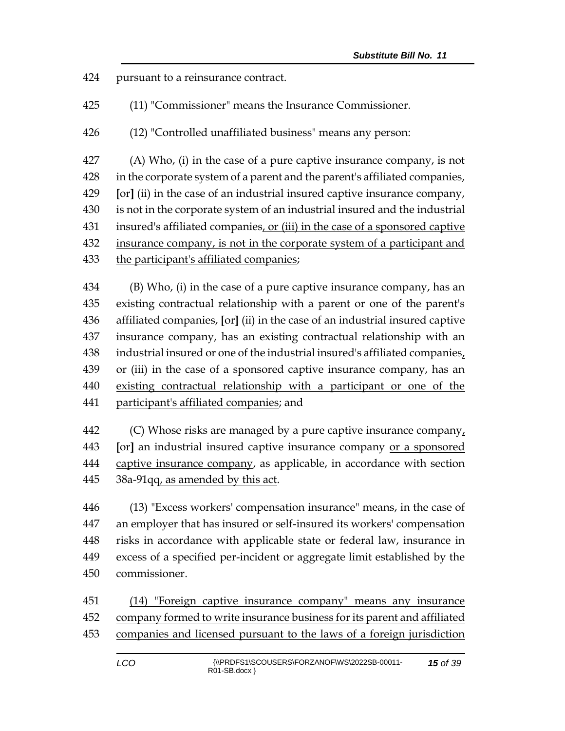424 pursuant to a reinsurance contract.

425 (11) "Commissioner" means the Insurance Commissioner.

426 (12) "Controlled unaffiliated business" means any person:

427 (A) Who, (i) in the case of a pure captive insurance company, is not
428 in the corporate system of a parent and the parent's affiliated companies,
429 [or] (ii) in the case of an industrial insured captive insurance company,
430 is not in the corporate system of an industrial insured and the industrial
431 insured's affiliated companies, or (iii) in the case of a sponsored captive
432 insurance company, is not in the corporate system of a participant and
433 the participant's affiliated companies;

434 (B) Who, (i) in the case of a pure captive insurance company, has an
435 existing contractual relationship with a parent or one of the parent's
436 affiliated companies, [or] (ii) in the case of an industrial insured captive
437 insurance company, has an existing contractual relationship with an
438 industrial insured or one of the industrial insured's affiliated companies,
439 or (iii) in the case of a sponsored captive insurance company, has an
440 existing contractual relationship with a participant or one of the
441 participant's affiliated companies; and

442 (C) Whose risks are managed by a pure captive insurance company,
443 [or] an industrial insured captive insurance company or a sponsored
444 captive insurance company, as applicable, in accordance with section
445 38a-91qq, as amended by this act.

446 (13) "Excess workers' compensation insurance" means, in the case of
447 an employer that has insured or self-insured its workers' compensation
448 risks in accordance with applicable state or federal law, insurance in
449 excess of a specified per-incident or aggregate limit established by the
450 commissioner.

451 (14) "Foreign captive insurance company" means any insurance
452 company formed to write insurance business for its parent and affiliated
453 companies and licensed pursuant to the laws of a foreign jurisdiction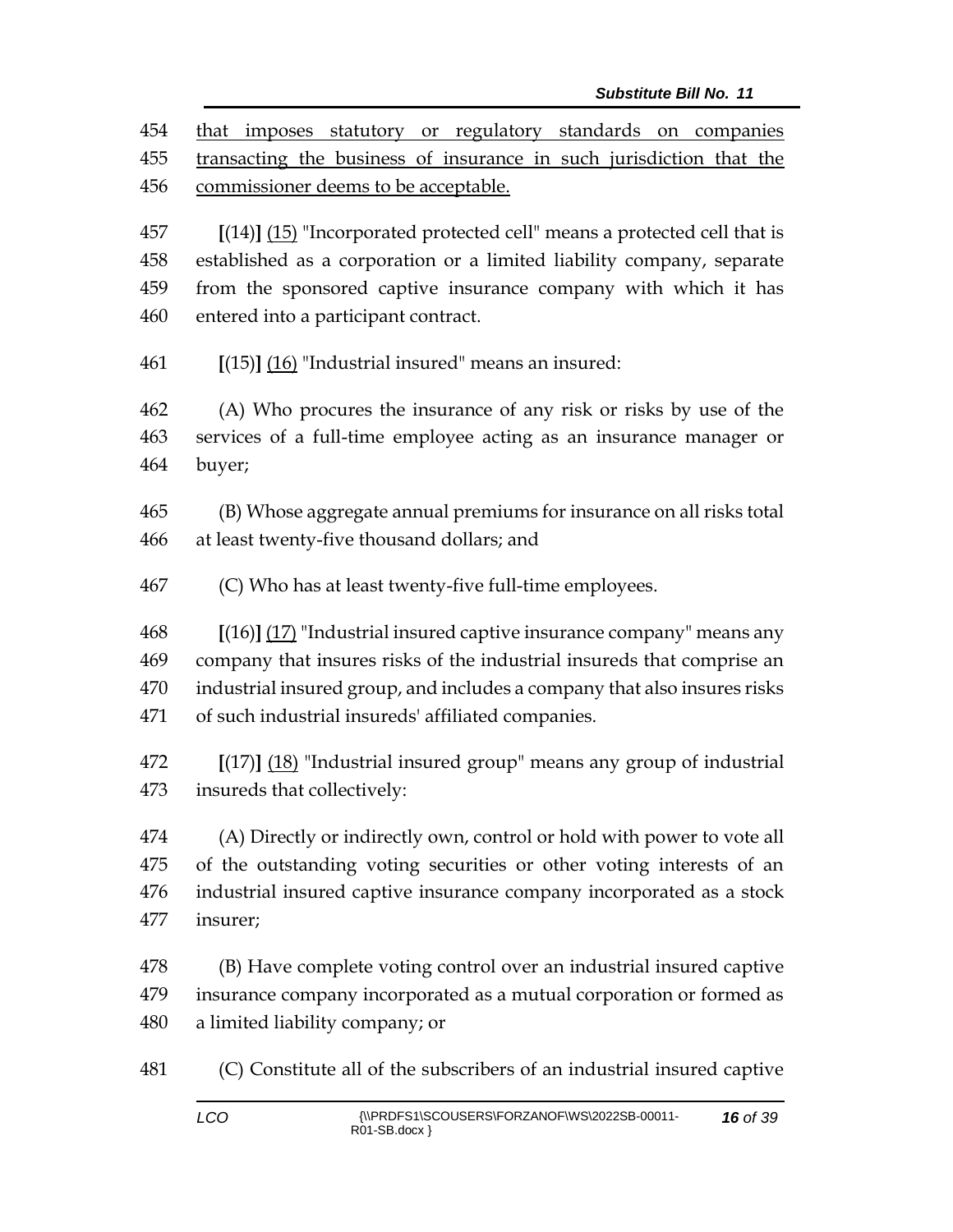454 that imposes statutory or regulatory standards on companies
455 transacting the business of insurance in such jurisdiction that the
456 commissioner deems to be acceptable.

457 [(14)] (15) "Incorporated protected cell" means a protected cell that is
458 established as a corporation or a limited liability company, separate
459 from the sponsored captive insurance company with which it has
460 entered into a participant contract.

461 [(15)] (16) "Industrial insured" means an insured:

462 (A) Who procures the insurance of any risk or risks by use of the
463 services of a full-time employee acting as an insurance manager or
464 buyer;

465 (B) Whose aggregate annual premiums for insurance on all risks total
466 at least twenty-five thousand dollars; and

467 (C) Who has at least twenty-five full-time employees.

468 [(16)] (17) "Industrial insured captive insurance company" means any
469 company that insures risks of the industrial insureds that comprise an
470 industrial insured group, and includes a company that also insures risks
471 of such industrial insureds' affiliated companies.

472 [(17)] (18) "Industrial insured group" means any group of industrial
473 insureds that collectively:

474 (A) Directly or indirectly own, control or hold with power to vote all
475 of the outstanding voting securities or other voting interests of an
476 industrial insured captive insurance company incorporated as a stock
477 insurer;

478 (B) Have complete voting control over an industrial insured captive
479 insurance company incorporated as a mutual corporation or formed as
480 a limited liability company; or

481 (C) Constitute all of the subscribers of an industrial insured captive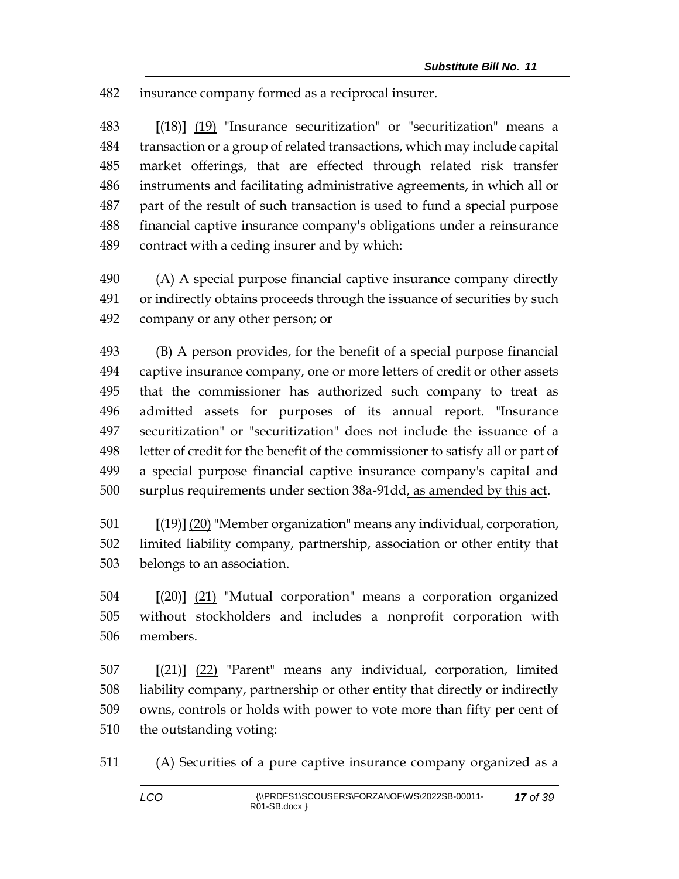482 insurance company formed as a reciprocal insurer.

483 **[**(18)**]** <u>(19)</u> "Insurance securitization" or "securitization" means a
484 transaction or a group of related transactions, which may include capital
485 market offerings, that are effected through related risk transfer
486 instruments and facilitating administrative agreements, in which all or
487 part of the result of such transaction is used to fund a special purpose
488 financial captive insurance company's obligations under a reinsurance
489 contract with a ceding insurer and by which:

490 (A) A special purpose financial captive insurance company directly
491 or indirectly obtains proceeds through the issuance of securities by such
492 company or any other person; or

493 (B) A person provides, for the benefit of a special purpose financial
494 captive insurance company, one or more letters of credit or other assets
495 that the commissioner has authorized such company to treat as
496 admitted assets for purposes of its annual report. "Insurance
497 securitization" or "securitization" does not include the issuance of a
498 letter of credit for the benefit of the commissioner to satisfy all or part of
499 a special purpose financial captive insurance company's capital and
500 surplus requirements under section 38a-91dd<u>, as amended by this act</u>.

501 **[**(19)**]** <u>(20)</u> "Member organization" means any individual, corporation,
502 limited liability company, partnership, association or other entity that
503 belongs to an association.

504 **[**(20)**]** <u>(21)</u> "Mutual corporation" means a corporation organized
505 without stockholders and includes a nonprofit corporation with
506 members.

507 **[**(21)**]** <u>(22)</u> "Parent" means any individual, corporation, limited
508 liability company, partnership or other entity that directly or indirectly
509 owns, controls or holds with power to vote more than fifty per cent of
510 the outstanding voting:

511 (A) Securities of a pure captive insurance company organized as a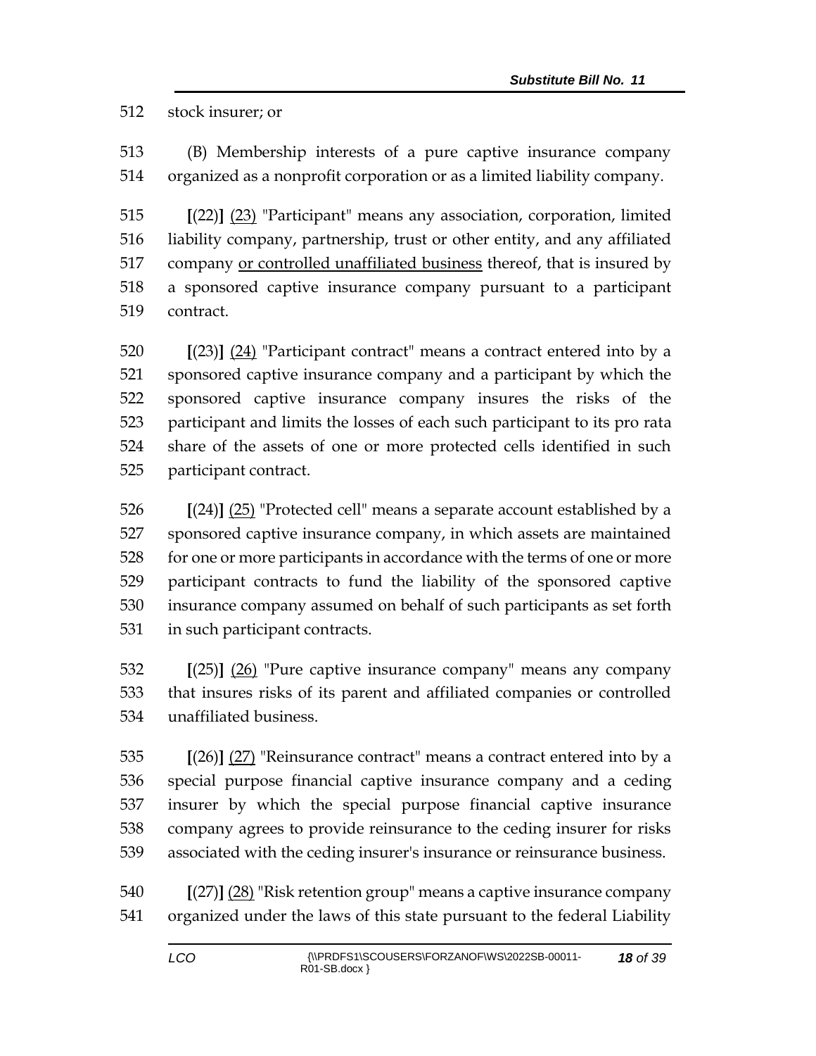512 stock insurer; or

513 (B) Membership interests of a pure captive insurance company
514 organized as a nonprofit corporation or as a limited liability company.

515 **[**(22)**]** <u>(23)</u> "Participant" means any association, corporation, limited
516 liability company, partnership, trust or other entity, and any affiliated
517 company <u>or controlled unaffiliated business</u> thereof, that is insured by
518 a sponsored captive insurance company pursuant to a participant
519 contract.

520 **[**(23)**]** <u>(24)</u> "Participant contract" means a contract entered into by a
521 sponsored captive insurance company and a participant by which the
522 sponsored captive insurance company insures the risks of the
523 participant and limits the losses of each such participant to its pro rata
524 share of the assets of one or more protected cells identified in such
525 participant contract.

526 **[**(24)**]** <u>(25)</u> "Protected cell" means a separate account established by a
527 sponsored captive insurance company, in which assets are maintained
528 for one or more participants in accordance with the terms of one or more
529 participant contracts to fund the liability of the sponsored captive
530 insurance company assumed on behalf of such participants as set forth
531 in such participant contracts.

532 **[**(25)**]** <u>(26)</u> "Pure captive insurance company" means any company
533 that insures risks of its parent and affiliated companies or controlled
534 unaffiliated business.

535 **[**(26)**]** <u>(27)</u> "Reinsurance contract" means a contract entered into by a
536 special purpose financial captive insurance company and a ceding
537 insurer by which the special purpose financial captive insurance
538 company agrees to provide reinsurance to the ceding insurer for risks
539 associated with the ceding insurer's insurance or reinsurance business.

540 **[**(27)**]** <u>(28)</u> "Risk retention group" means a captive insurance company
541 organized under the laws of this state pursuant to the federal Liability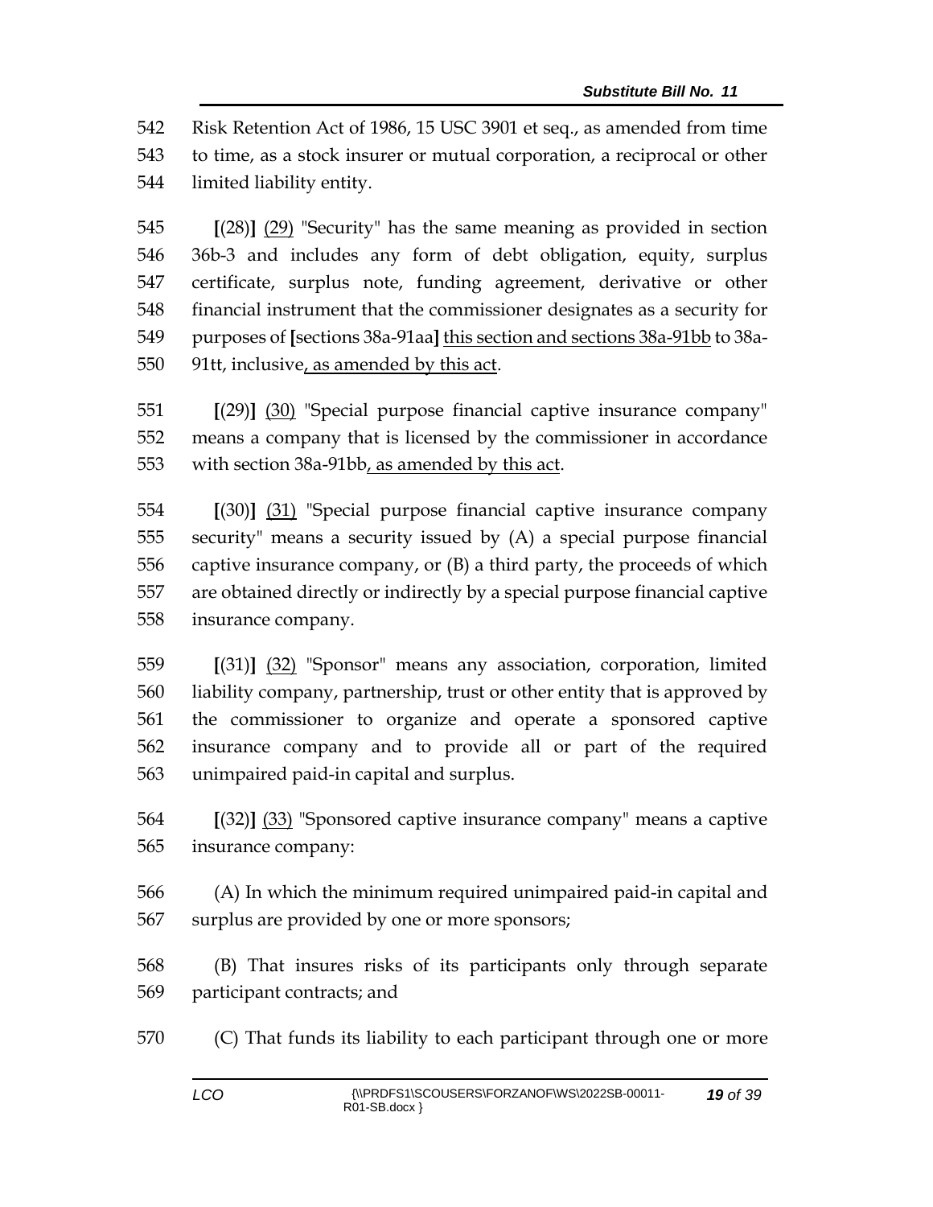542 Risk Retention Act of 1986, 15 USC 3901 et seq., as amended from time
543 to time, as a stock insurer or mutual corporation, a reciprocal or other
544 limited liability entity.

545 **[**(28)**]** <u>(29)</u> "Security" has the same meaning as provided in section
546 36b-3 and includes any form of debt obligation, equity, surplus
547 certificate, surplus note, funding agreement, derivative or other
548 financial instrument that the commissioner designates as a security for
549 purposes of **[**sections 38a-91aa**]** <u>this section and sections 38a-91bb</u> to 38a-
550 91tt, inclusive<u>, as amended by this act</u>.

551 **[**(29)**]** <u>(30)</u> "Special purpose financial captive insurance company"
552 means a company that is licensed by the commissioner in accordance
553 with section 38a-91bb<u>, as amended by this act</u>.

554 **[**(30)**]** <u>(31)</u> "Special purpose financial captive insurance company
555 security" means a security issued by (A) a special purpose financial
556 captive insurance company, or (B) a third party, the proceeds of which
557 are obtained directly or indirectly by a special purpose financial captive
558 insurance company.

559 **[**(31)**]** <u>(32)</u> "Sponsor" means any association, corporation, limited
560 liability company, partnership, trust or other entity that is approved by
561 the commissioner to organize and operate a sponsored captive
562 insurance company and to provide all or part of the required
563 unimpaired paid-in capital and surplus.

564 **[**(32)**]** <u>(33)</u> "Sponsored captive insurance company" means a captive
565 insurance company:

566 (A) In which the minimum required unimpaired paid-in capital and
567 surplus are provided by one or more sponsors;

568 (B) That insures risks of its participants only through separate
569 participant contracts; and

570 (C) That funds its liability to each participant through one or more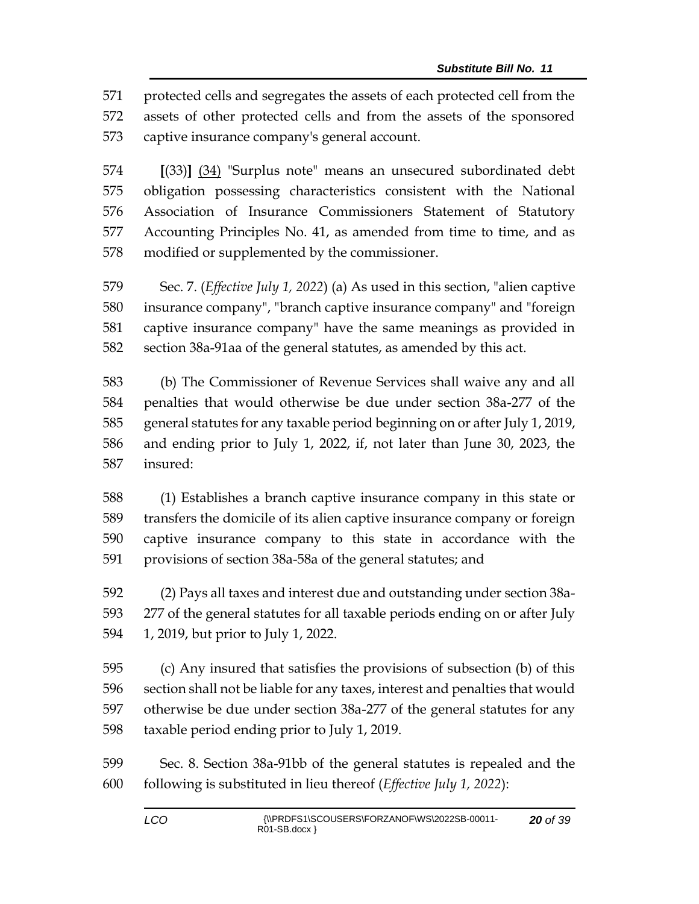protected cells and segregates the assets of each protected cell from the assets of other protected cells and from the assets of the sponsored captive insurance company's general account.

**[**(33)**]** <u>(34)</u> "Surplus note" means an unsecured subordinated debt obligation possessing characteristics consistent with the National Association of Insurance Commissioners Statement of Statutory Accounting Principles No. 41, as amended from time to time, and as modified or supplemented by the commissioner.

Sec. 7. (*Effective July 1, 2022*) (a) As used in this section, "alien captive insurance company", "branch captive insurance company" and "foreign captive insurance company" have the same meanings as provided in section 38a-91aa of the general statutes, as amended by this act.

(b) The Commissioner of Revenue Services shall waive any and all penalties that would otherwise be due under section 38a-277 of the general statutes for any taxable period beginning on or after July 1, 2019, and ending prior to July 1, 2022, if, not later than June 30, 2023, the insured:

(1) Establishes a branch captive insurance company in this state or transfers the domicile of its alien captive insurance company or foreign captive insurance company to this state in accordance with the provisions of section 38a-58a of the general statutes; and

(2) Pays all taxes and interest due and outstanding under section 38a-277 of the general statutes for all taxable periods ending on or after July 1, 2019, but prior to July 1, 2022.

(c) Any insured that satisfies the provisions of subsection (b) of this section shall not be liable for any taxes, interest and penalties that would otherwise be due under section 38a-277 of the general statutes for any taxable period ending prior to July 1, 2019.

Sec. 8. Section 38a-91bb of the general statutes is repealed and the following is substituted in lieu thereof (*Effective July 1, 2022*):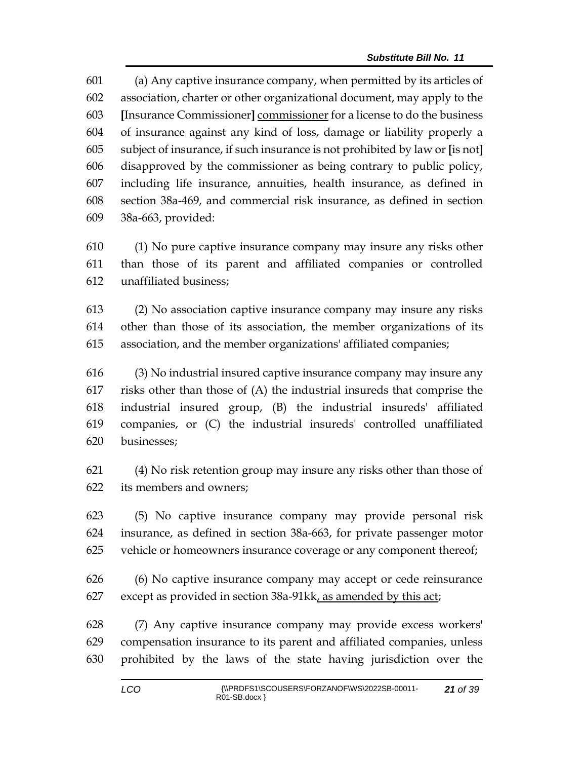(a) Any captive insurance company, when permitted by its articles of association, charter or other organizational document, may apply to the [Insurance Commissioner] <u>commissioner</u> for a license to do the business of insurance against any kind of loss, damage or liability properly a subject of insurance, if such insurance is not prohibited by law or [is not] disapproved by the commissioner as being contrary to public policy, including life insurance, annuities, health insurance, as defined in section 38a-469, and commercial risk insurance, as defined in section 38a-663, provided:

(1) No pure captive insurance company may insure any risks other than those of its parent and affiliated companies or controlled unaffiliated business;

(2) No association captive insurance company may insure any risks other than those of its association, the member organizations of its association, and the member organizations' affiliated companies;

(3) No industrial insured captive insurance company may insure any risks other than those of (A) the industrial insureds that comprise the industrial insured group, (B) the industrial insureds' affiliated companies, or (C) the industrial insureds' controlled unaffiliated businesses;

(4) No risk retention group may insure any risks other than those of its members and owners;

(5) No captive insurance company may provide personal risk insurance, as defined in section 38a-663, for private passenger motor vehicle or homeowners insurance coverage or any component thereof;

(6) No captive insurance company may accept or cede reinsurance except as provided in section 38a-91kk<u>, as amended by this act</u>;

(7) Any captive insurance company may provide excess workers' compensation insurance to its parent and affiliated companies, unless prohibited by the laws of the state having jurisdiction over the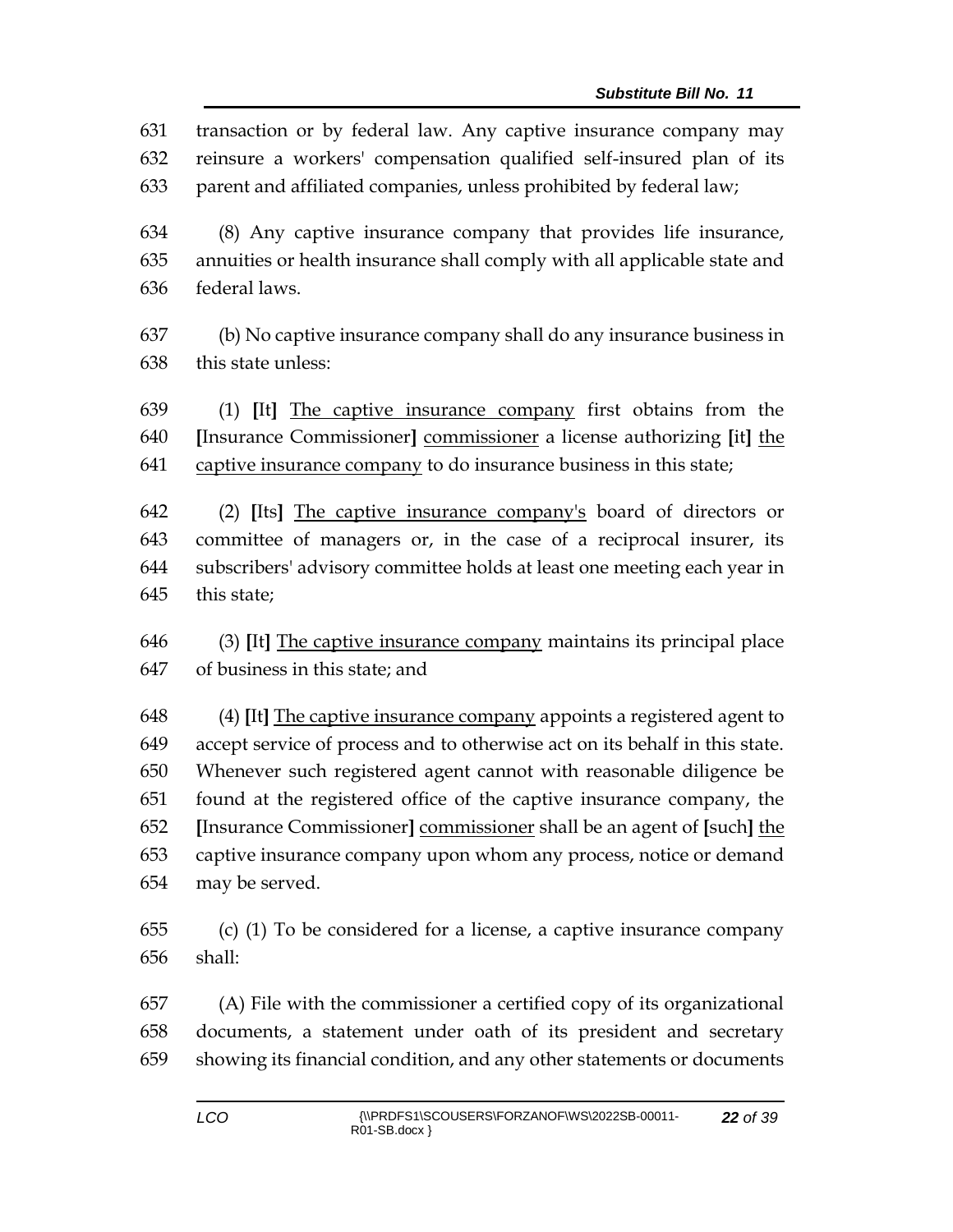transaction or by federal law. Any captive insurance company may reinsure a workers' compensation qualified self-insured plan of its parent and affiliated companies, unless prohibited by federal law;

(8) Any captive insurance company that provides life insurance, annuities or health insurance shall comply with all applicable state and federal laws.

(b) No captive insurance company shall do any insurance business in this state unless:

(1) **[**It**]** <u>The captive insurance company</u> first obtains from the **[**Insurance Commissioner**]** <u>commissioner</u> a license authorizing **[**it**]** <u>the captive insurance company</u> to do insurance business in this state;

(2) **[**Its**]** <u>The captive insurance company's</u> board of directors or committee of managers or, in the case of a reciprocal insurer, its subscribers' advisory committee holds at least one meeting each year in this state;

(3) **[**It**]** <u>The captive insurance company</u> maintains its principal place of business in this state; and

(4) **[**It**]** <u>The captive insurance company</u> appoints a registered agent to accept service of process and to otherwise act on its behalf in this state. Whenever such registered agent cannot with reasonable diligence be found at the registered office of the captive insurance company, the **[**Insurance Commissioner**]** <u>commissioner</u> shall be an agent of **[**such**]** <u>the</u> captive insurance company upon whom any process, notice or demand may be served.

(c) (1) To be considered for a license, a captive insurance company shall:

(A) File with the commissioner a certified copy of its organizational documents, a statement under oath of its president and secretary showing its financial condition, and any other statements or documents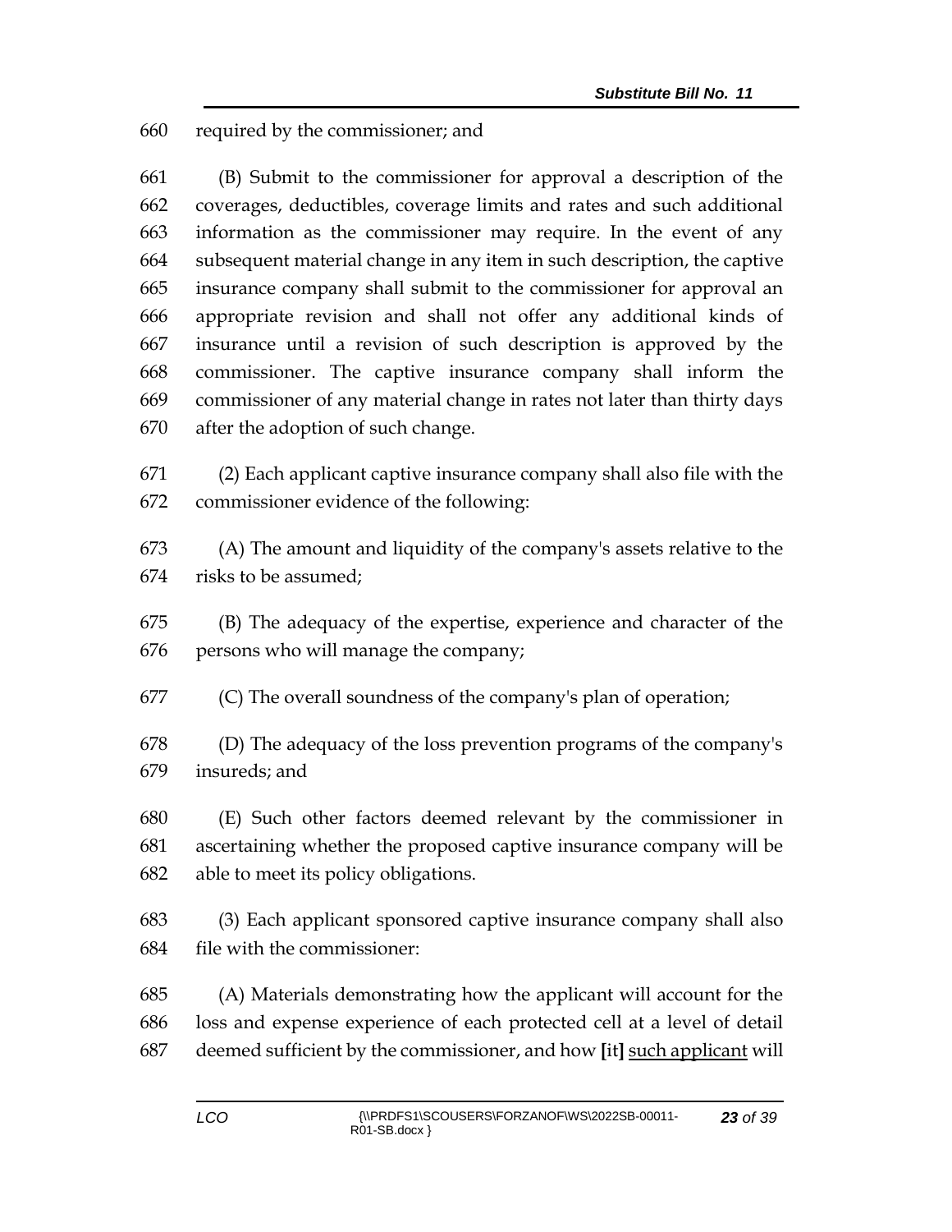660 required by the commissioner; and

661 (B) Submit to the commissioner for approval a description of the
662 coverages, deductibles, coverage limits and rates and such additional
663 information as the commissioner may require. In the event of any
664 subsequent material change in any item in such description, the captive
665 insurance company shall submit to the commissioner for approval an
666 appropriate revision and shall not offer any additional kinds of
667 insurance until a revision of such description is approved by the
668 commissioner. The captive insurance company shall inform the
669 commissioner of any material change in rates not later than thirty days
670 after the adoption of such change.

671 (2) Each applicant captive insurance company shall also file with the
672 commissioner evidence of the following:

673 (A) The amount and liquidity of the company's assets relative to the
674 risks to be assumed;

675 (B) The adequacy of the expertise, experience and character of the
676 persons who will manage the company;

677 (C) The overall soundness of the company's plan of operation;

678 (D) The adequacy of the loss prevention programs of the company's
679 insureds; and

680 (E) Such other factors deemed relevant by the commissioner in
681 ascertaining whether the proposed captive insurance company will be
682 able to meet its policy obligations.

683 (3) Each applicant sponsored captive insurance company shall also
684 file with the commissioner:

685 (A) Materials demonstrating how the applicant will account for the
686 loss and expense experience of each protected cell at a level of detail
687 deemed sufficient by the commissioner, and how **[**it**]** <u>such applicant</u> will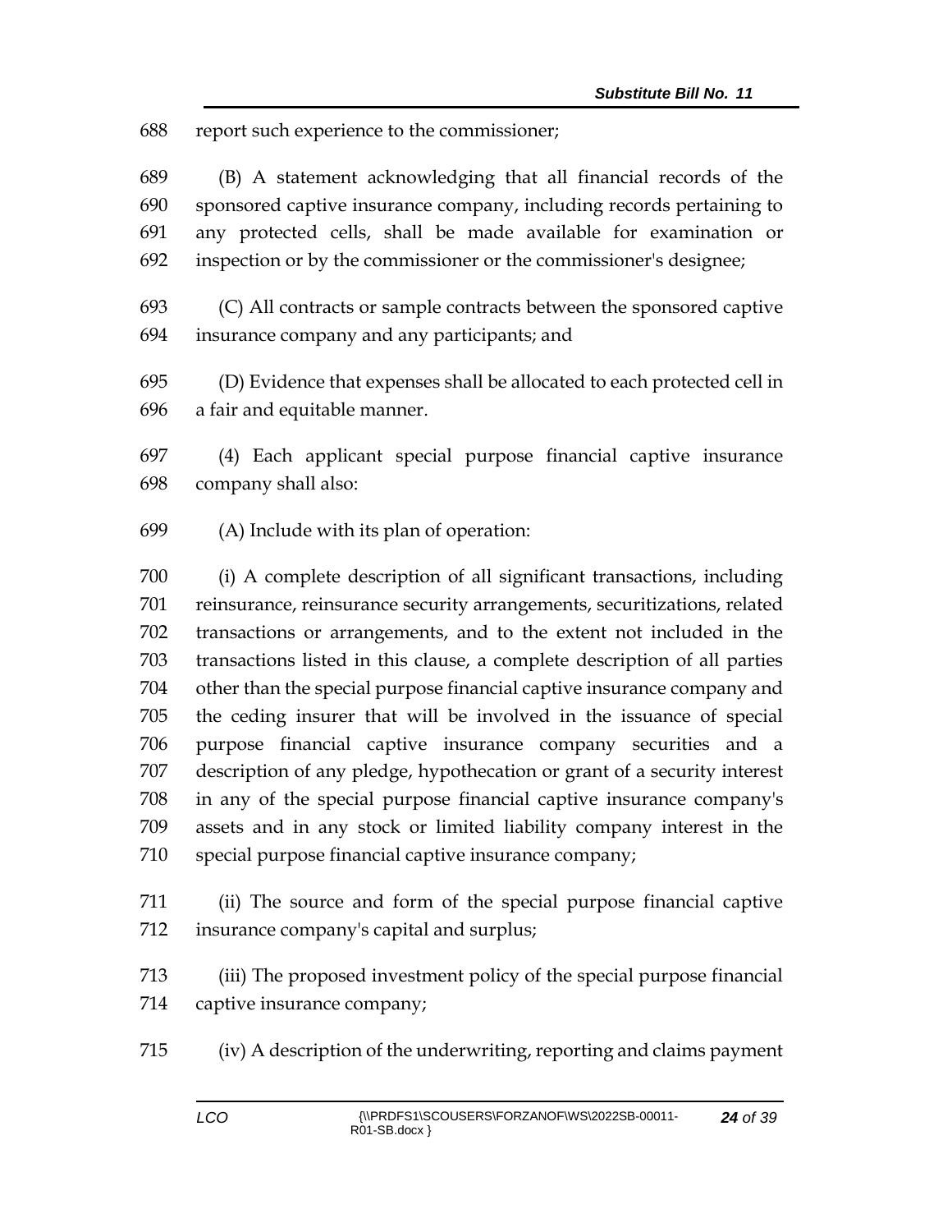report such experience to the commissioner;

(B) A statement acknowledging that all financial records of the sponsored captive insurance company, including records pertaining to any protected cells, shall be made available for examination or inspection or by the commissioner or the commissioner's designee;

(C) All contracts or sample contracts between the sponsored captive insurance company and any participants; and

(D) Evidence that expenses shall be allocated to each protected cell in a fair and equitable manner.

(4) Each applicant special purpose financial captive insurance company shall also:

(A) Include with its plan of operation:

(i) A complete description of all significant transactions, including reinsurance, reinsurance security arrangements, securitizations, related transactions or arrangements, and to the extent not included in the transactions listed in this clause, a complete description of all parties other than the special purpose financial captive insurance company and the ceding insurer that will be involved in the issuance of special purpose financial captive insurance company securities and a description of any pledge, hypothecation or grant of a security interest in any of the special purpose financial captive insurance company's assets and in any stock or limited liability company interest in the special purpose financial captive insurance company;

(ii) The source and form of the special purpose financial captive insurance company's capital and surplus;

(iii) The proposed investment policy of the special purpose financial captive insurance company;

(iv) A description of the underwriting, reporting and claims payment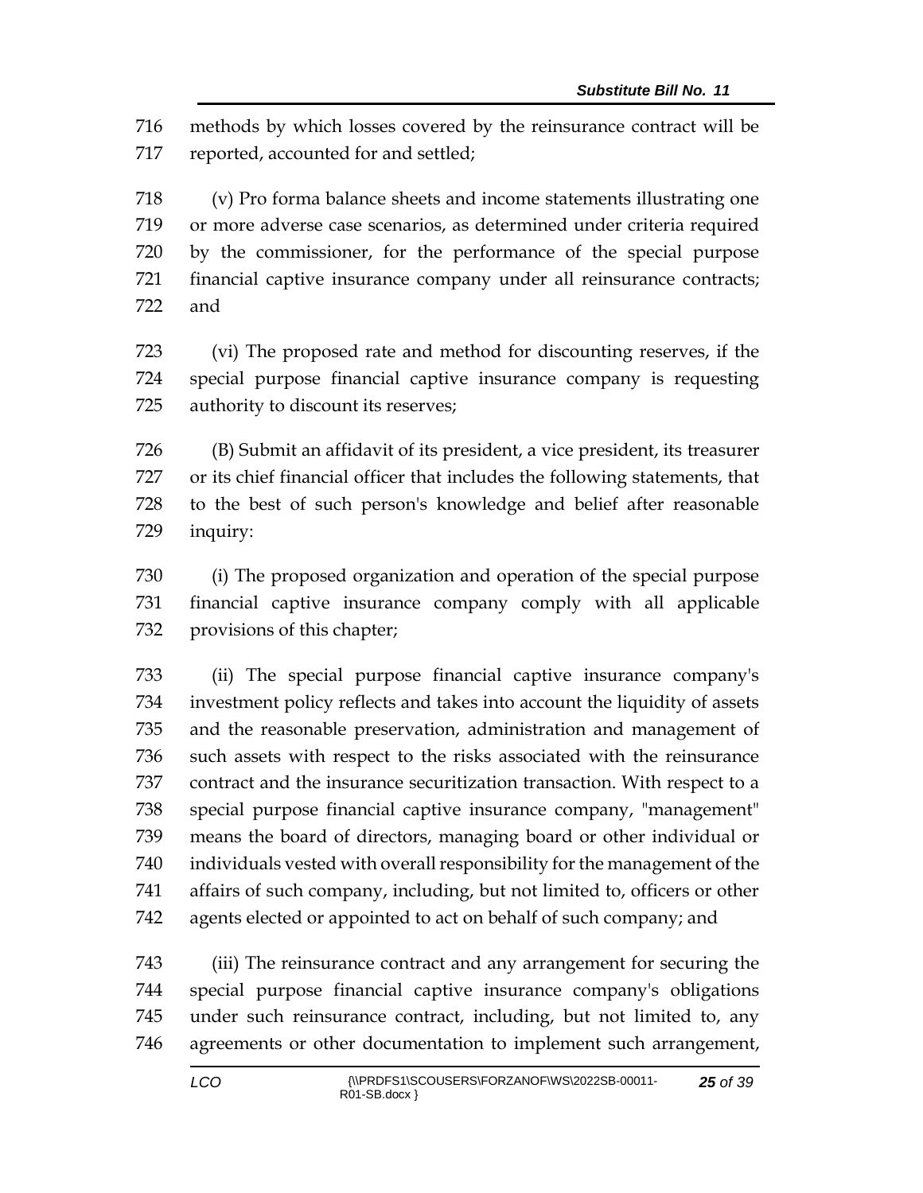methods by which losses covered by the reinsurance contract will be reported, accounted for and settled;

(v) Pro forma balance sheets and income statements illustrating one or more adverse case scenarios, as determined under criteria required by the commissioner, for the performance of the special purpose financial captive insurance company under all reinsurance contracts; and

(vi) The proposed rate and method for discounting reserves, if the special purpose financial captive insurance company is requesting authority to discount its reserves;

(B) Submit an affidavit of its president, a vice president, its treasurer or its chief financial officer that includes the following statements, that to the best of such person's knowledge and belief after reasonable inquiry:

(i) The proposed organization and operation of the special purpose financial captive insurance company comply with all applicable provisions of this chapter;

(ii) The special purpose financial captive insurance company's investment policy reflects and takes into account the liquidity of assets and the reasonable preservation, administration and management of such assets with respect to the risks associated with the reinsurance contract and the insurance securitization transaction. With respect to a special purpose financial captive insurance company, "management" means the board of directors, managing board or other individual or individuals vested with overall responsibility for the management of the affairs of such company, including, but not limited to, officers or other agents elected or appointed to act on behalf of such company; and

(iii) The reinsurance contract and any arrangement for securing the special purpose financial captive insurance company's obligations under such reinsurance contract, including, but not limited to, any agreements or other documentation to implement such arrangement,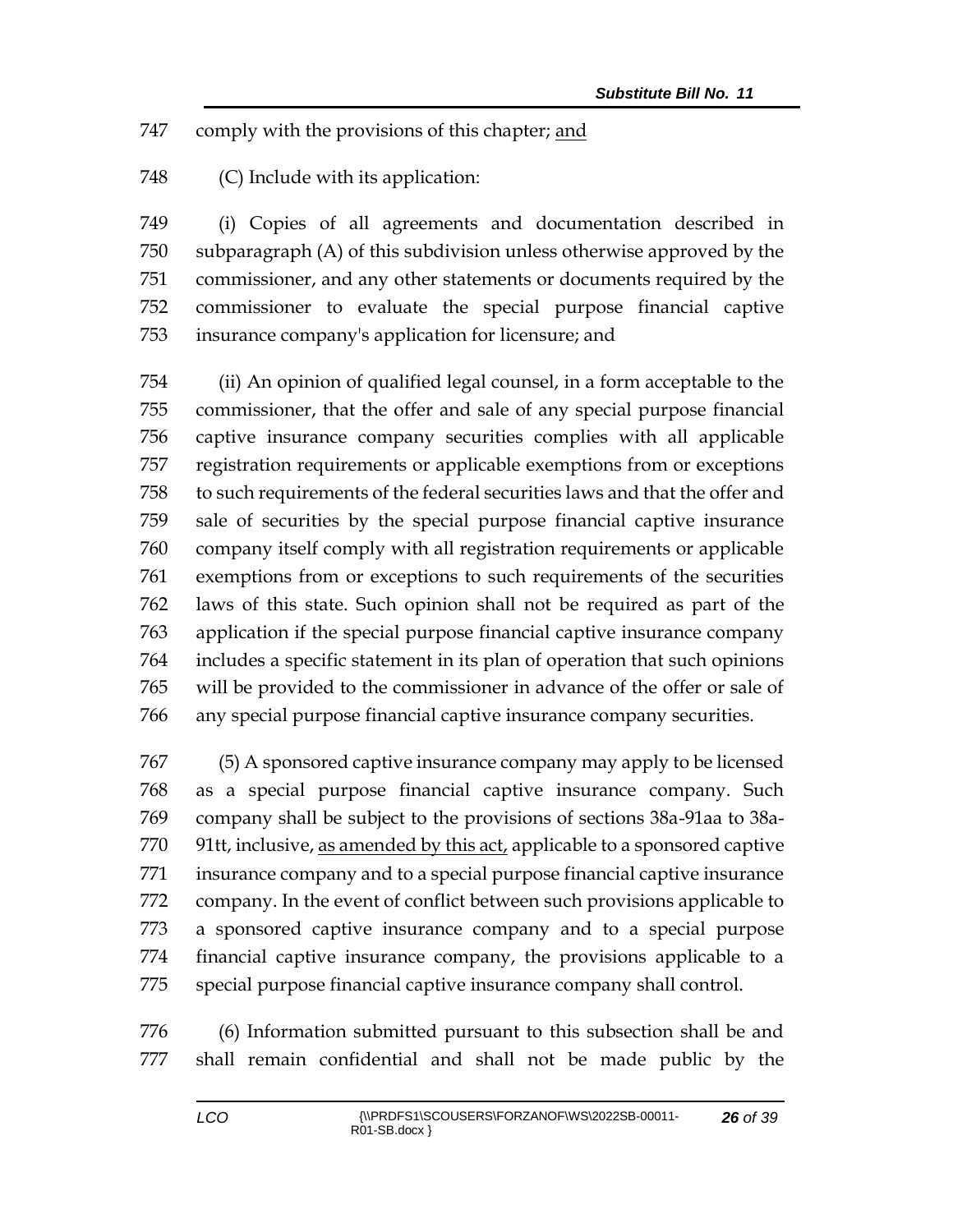comply with the provisions of this chapter; <u>and</u>

(C) Include with its application:

(i) Copies of all agreements and documentation described in subparagraph (A) of this subdivision unless otherwise approved by the commissioner, and any other statements or documents required by the commissioner to evaluate the special purpose financial captive insurance company's application for licensure; and

(ii) An opinion of qualified legal counsel, in a form acceptable to the commissioner, that the offer and sale of any special purpose financial captive insurance company securities complies with all applicable registration requirements or applicable exemptions from or exceptions to such requirements of the federal securities laws and that the offer and sale of securities by the special purpose financial captive insurance company itself comply with all registration requirements or applicable exemptions from or exceptions to such requirements of the securities laws of this state. Such opinion shall not be required as part of the application if the special purpose financial captive insurance company includes a specific statement in its plan of operation that such opinions will be provided to the commissioner in advance of the offer or sale of any special purpose financial captive insurance company securities.

(5) A sponsored captive insurance company may apply to be licensed as a special purpose financial captive insurance company. Such company shall be subject to the provisions of sections 38a-91aa to 38a-91tt, inclusive, <u>as amended by this act,</u> applicable to a sponsored captive insurance company and to a special purpose financial captive insurance company. In the event of conflict between such provisions applicable to a sponsored captive insurance company and to a special purpose financial captive insurance company, the provisions applicable to a special purpose financial captive insurance company shall control.

(6) Information submitted pursuant to this subsection shall be and shall remain confidential and shall not be made public by the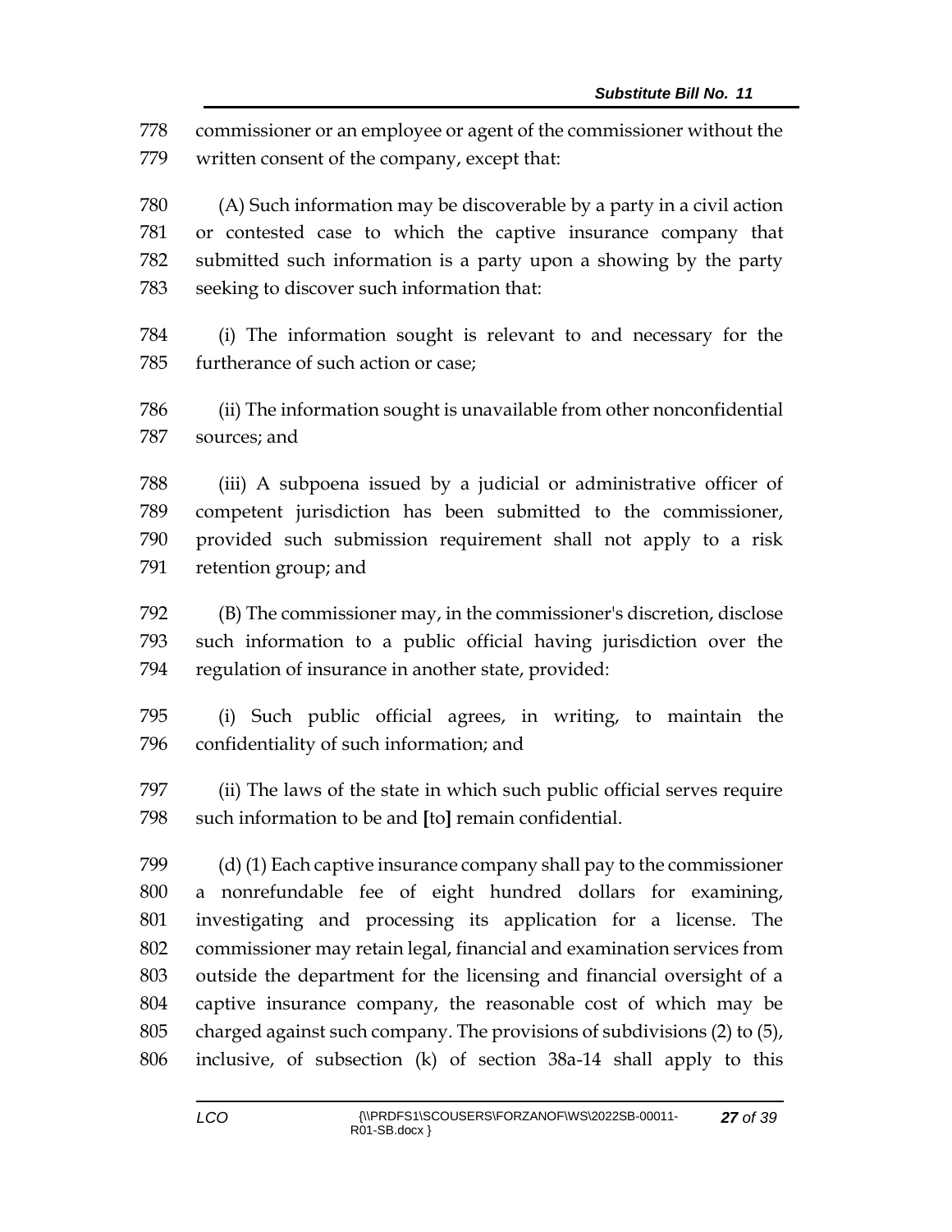commissioner or an employee or agent of the commissioner without the written consent of the company, except that:

(A) Such information may be discoverable by a party in a civil action or contested case to which the captive insurance company that submitted such information is a party upon a showing by the party seeking to discover such information that:

(i) The information sought is relevant to and necessary for the furtherance of such action or case;

(ii) The information sought is unavailable from other nonconfidential sources; and

(iii) A subpoena issued by a judicial or administrative officer of competent jurisdiction has been submitted to the commissioner, provided such submission requirement shall not apply to a risk retention group; and

(B) The commissioner may, in the commissioner's discretion, disclose such information to a public official having jurisdiction over the regulation of insurance in another state, provided:

(i) Such public official agrees, in writing, to maintain the confidentiality of such information; and

(ii) The laws of the state in which such public official serves require such information to be and **[**to**]** remain confidential.

(d) (1) Each captive insurance company shall pay to the commissioner a nonrefundable fee of eight hundred dollars for examining, investigating and processing its application for a license. The commissioner may retain legal, financial and examination services from outside the department for the licensing and financial oversight of a captive insurance company, the reasonable cost of which may be charged against such company. The provisions of subdivisions (2) to (5), inclusive, of subsection (k) of section 38a-14 shall apply to this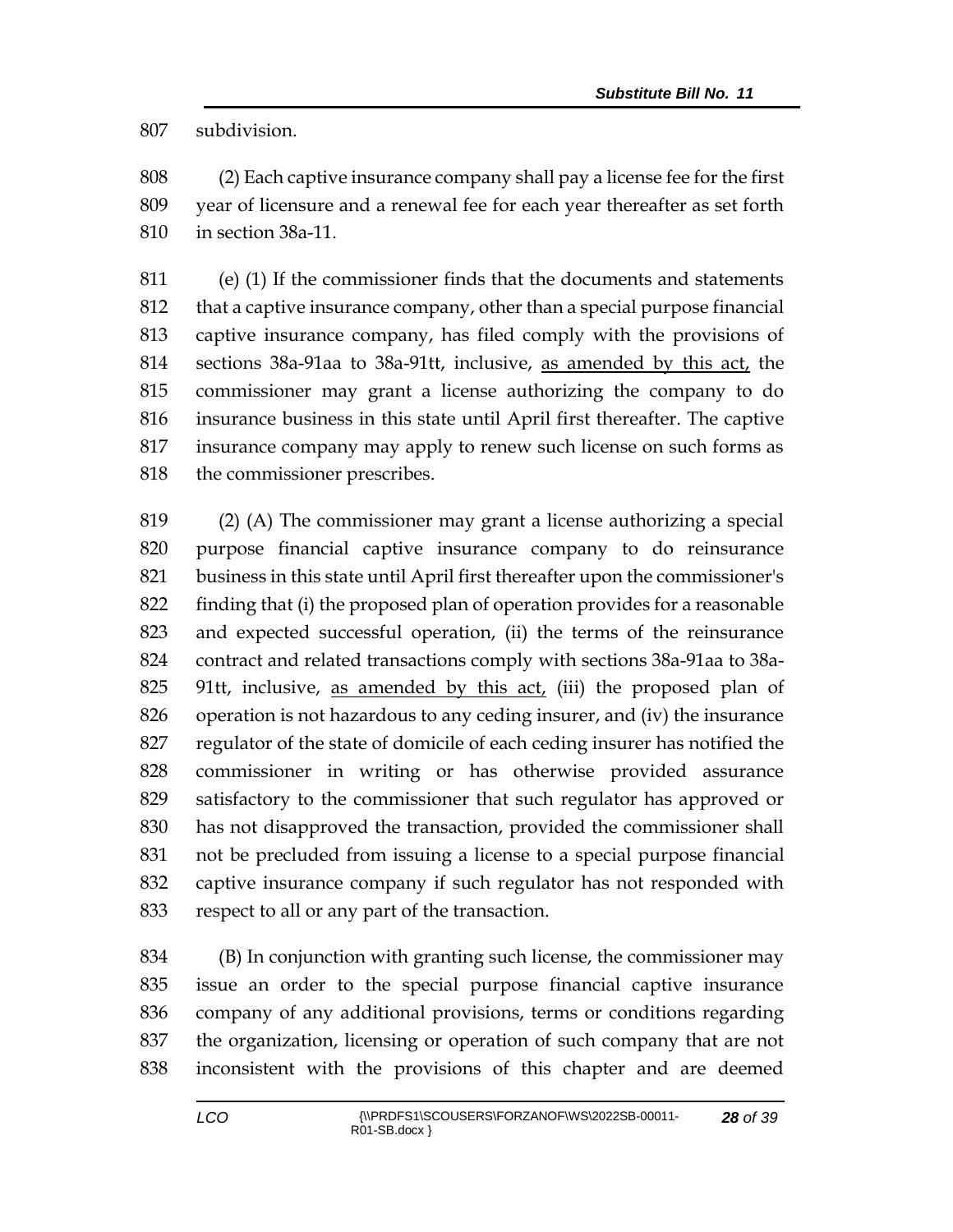subdivision.

(2) Each captive insurance company shall pay a license fee for the first year of licensure and a renewal fee for each year thereafter as set forth in section 38a-11.

(e) (1) If the commissioner finds that the documents and statements that a captive insurance company, other than a special purpose financial captive insurance company, has filed comply with the provisions of sections 38a-91aa to 38a-91tt, inclusive, as amended by this act, the commissioner may grant a license authorizing the company to do insurance business in this state until April first thereafter. The captive insurance company may apply to renew such license on such forms as the commissioner prescribes.

(2) (A) The commissioner may grant a license authorizing a special purpose financial captive insurance company to do reinsurance business in this state until April first thereafter upon the commissioner's finding that (i) the proposed plan of operation provides for a reasonable and expected successful operation, (ii) the terms of the reinsurance contract and related transactions comply with sections 38a-91aa to 38a-91tt, inclusive, as amended by this act, (iii) the proposed plan of operation is not hazardous to any ceding insurer, and (iv) the insurance regulator of the state of domicile of each ceding insurer has notified the commissioner in writing or has otherwise provided assurance satisfactory to the commissioner that such regulator has approved or has not disapproved the transaction, provided the commissioner shall not be precluded from issuing a license to a special purpose financial captive insurance company if such regulator has not responded with respect to all or any part of the transaction.

(B) In conjunction with granting such license, the commissioner may issue an order to the special purpose financial captive insurance company of any additional provisions, terms or conditions regarding the organization, licensing or operation of such company that are not inconsistent with the provisions of this chapter and are deemed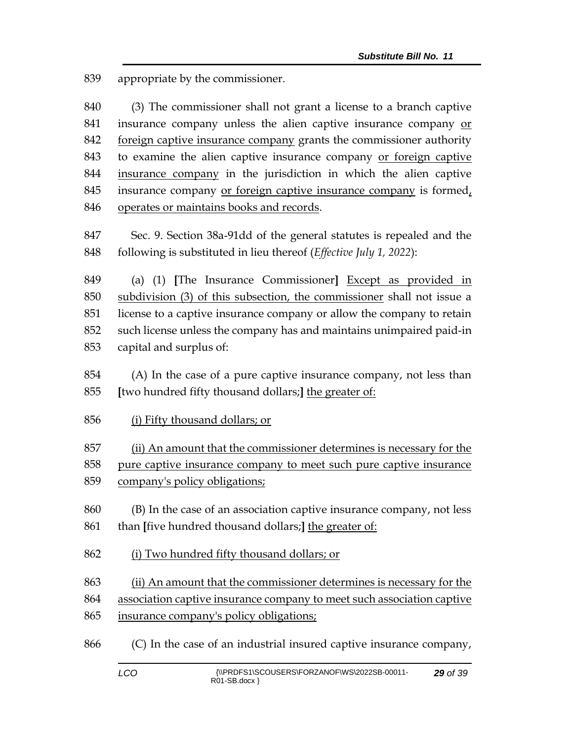839 appropriate by the commissioner.

840 (3) The commissioner shall not grant a license to a branch captive
841 insurance company unless the alien captive insurance company <u>or</u>
842 <u>foreign captive insurance company</u> grants the commissioner authority
843 to examine the alien captive insurance company <u>or foreign captive</u>
844 <u>insurance company</u> in the jurisdiction in which the alien captive
845 insurance company <u>or foreign captive insurance company</u> is formed<u>,</u>
846 <u>operates or maintains books and records</u>.

847 Sec. 9. Section 38a-91dd of the general statutes is repealed and the
848 following is substituted in lieu thereof (*Effective July 1, 2022*):

849 (a) (1) **[**The Insurance Commissioner**]** <u>Except as provided in</u>
850 <u>subdivision (3) of this subsection, the commissioner</u> shall not issue a
851 license to a captive insurance company or allow the company to retain
852 such license unless the company has and maintains unimpaired paid-in
853 capital and surplus of:

854 (A) In the case of a pure captive insurance company, not less than
855 **[**two hundred fifty thousand dollars;**]** <u>the greater of:</u>

856 <u>(i) Fifty thousand dollars; or</u>

857 <u>(ii) An amount that the commissioner determines is necessary for the</u>
858 <u>pure captive insurance company to meet such pure captive insurance</u>
859 <u>company's policy obligations;</u>

860 (B) In the case of an association captive insurance company, not less
861 than **[**five hundred thousand dollars;**]** <u>the greater of:</u>

862 <u>(i) Two hundred fifty thousand dollars; or</u>

863 <u>(ii) An amount that the commissioner determines is necessary for the</u>
864 <u>association captive insurance company to meet such association captive</u>
865 <u>insurance company's policy obligations;</u>

866 (C) In the case of an industrial insured captive insurance company,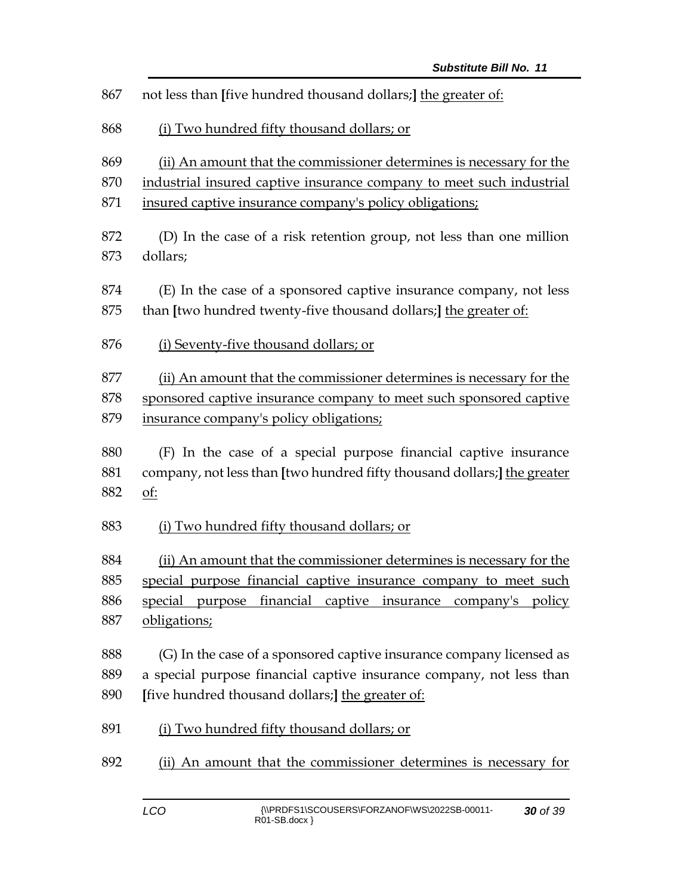867 not less than [five hundred thousand dollars;] <u>the greater of:</u>

868 <u>(i) Two hundred fifty thousand dollars; or</u>

869 <u>(ii) An amount that the commissioner determines is necessary for the</u>
870 <u>industrial insured captive insurance company to meet such industrial</u>
871 <u>insured captive insurance company's policy obligations;</u>

872 (D) In the case of a risk retention group, not less than one million
873 dollars;

874 (E) In the case of a sponsored captive insurance company, not less
875 than [two hundred twenty-five thousand dollars;] <u>the greater of:</u>

876 <u>(i) Seventy-five thousand dollars; or</u>

877 <u>(ii) An amount that the commissioner determines is necessary for the</u>
878 <u>sponsored captive insurance company to meet such sponsored captive</u>
879 <u>insurance company's policy obligations;</u>

880 (F) In the case of a special purpose financial captive insurance
881 company, not less than [two hundred fifty thousand dollars;] <u>the greater</u>
882 <u>of:</u>

883 <u>(i) Two hundred fifty thousand dollars; or</u>

884 <u>(ii) An amount that the commissioner determines is necessary for the</u>
885 <u>special purpose financial captive insurance company to meet such</u>
886 <u>special purpose financial captive insurance company's policy</u>
887 <u>obligations;</u>

888 (G) In the case of a sponsored captive insurance company licensed as
889 a special purpose financial captive insurance company, not less than
890 [five hundred thousand dollars;] <u>the greater of:</u>

891 <u>(i) Two hundred fifty thousand dollars; or</u>

892 <u>(ii) An amount that the commissioner determines is necessary for</u>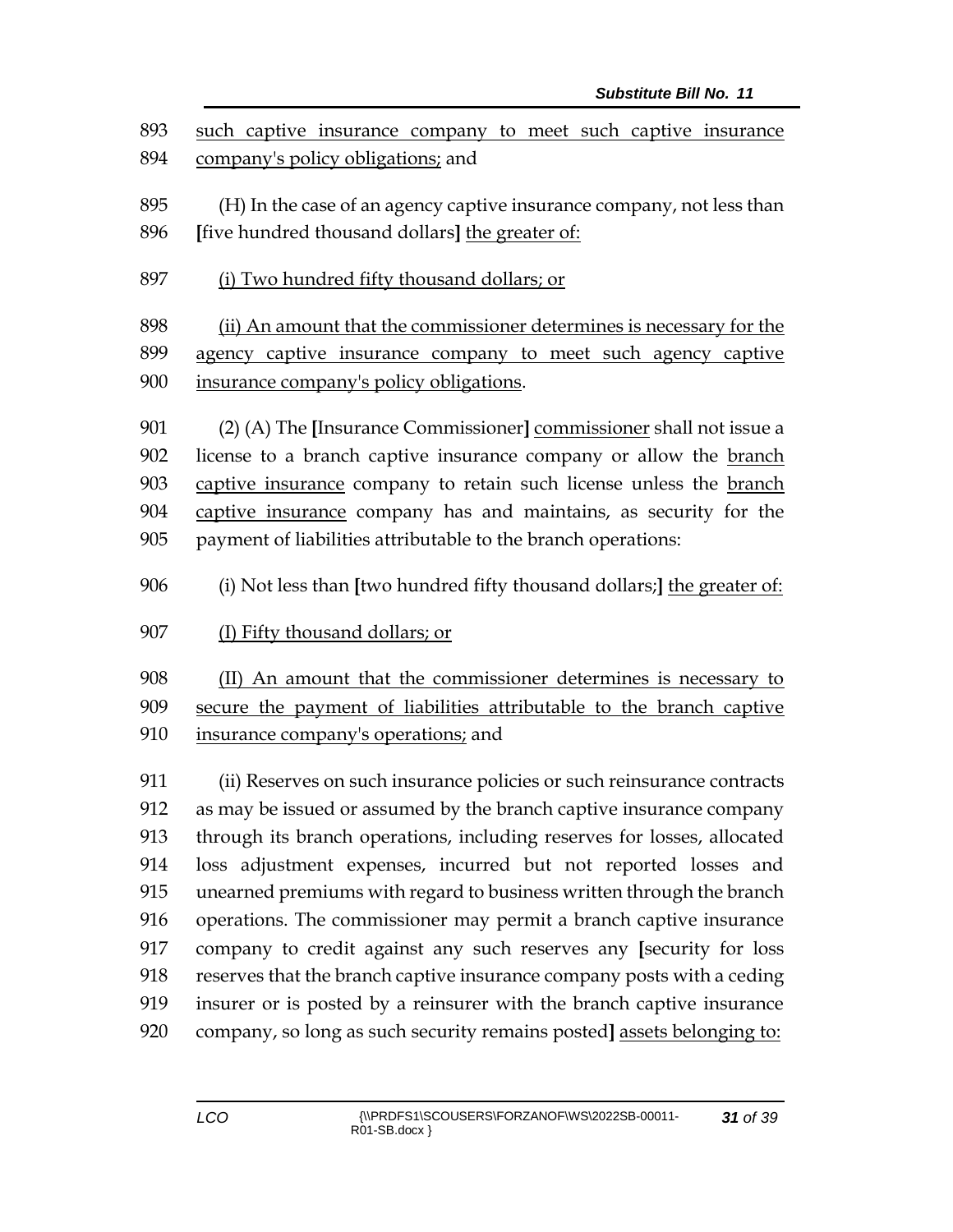893 such captive insurance company to meet such captive insurance
894 company's policy obligations; and

895 (H) In the case of an agency captive insurance company, not less than
896 [five hundred thousand dollars] the greater of:

897 (i) Two hundred fifty thousand dollars; or

898 (ii) An amount that the commissioner determines is necessary for the
899 agency captive insurance company to meet such agency captive
900 insurance company's policy obligations.

901 (2) (A) The [Insurance Commissioner] commissioner shall not issue a
902 license to a branch captive insurance company or allow the branch
903 captive insurance company to retain such license unless the branch
904 captive insurance company has and maintains, as security for the
905 payment of liabilities attributable to the branch operations:

906 (i) Not less than [two hundred fifty thousand dollars;] the greater of:

907 (I) Fifty thousand dollars; or

908 (II) An amount that the commissioner determines is necessary to
909 secure the payment of liabilities attributable to the branch captive
910 insurance company's operations; and

911 (ii) Reserves on such insurance policies or such reinsurance contracts
912 as may be issued or assumed by the branch captive insurance company
913 through its branch operations, including reserves for losses, allocated
914 loss adjustment expenses, incurred but not reported losses and
915 unearned premiums with regard to business written through the branch
916 operations. The commissioner may permit a branch captive insurance
917 company to credit against any such reserves any [security for loss
918 reserves that the branch captive insurance company posts with a ceding
919 insurer or is posted by a reinsurer with the branch captive insurance
920 company, so long as such security remains posted] assets belonging to: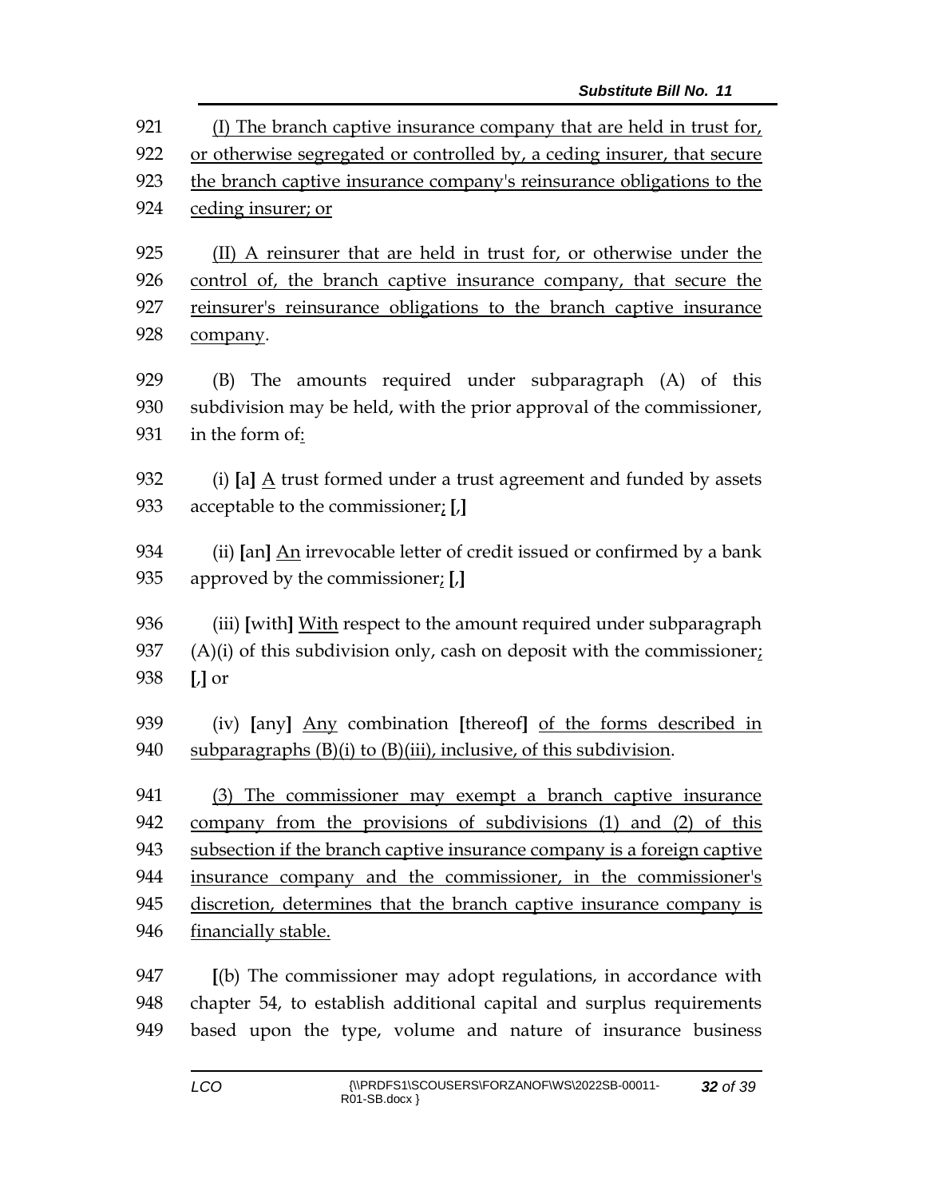921 <u>(I) The branch captive insurance company that are held in trust for,</u>
922 <u>or otherwise segregated or controlled by, a ceding insurer, that secure</u>
923 <u>the branch captive insurance company's reinsurance obligations to the</u>
924 <u>ceding insurer; or</u>

925 <u>(II) A reinsurer that are held in trust for, or otherwise under the</u>
926 <u>control of, the branch captive insurance company, that secure the</u>
927 <u>reinsurer's reinsurance obligations to the branch captive insurance</u>
928 <u>company</u>.

929 (B) The amounts required under subparagraph (A) of this
930 subdivision may be held, with the prior approval of the commissioner,
931 in the form of<u>:</u>

932 (i) **[**a**]** <u>A</u> trust formed under a trust agreement and funded by assets
933 acceptable to the commissioner<u>;</u> **[**,**]**

934 (ii) **[**an**]** <u>An</u> irrevocable letter of credit issued or confirmed by a bank
935 approved by the commissioner<u>;</u> **[**,**]**

936 (iii) **[**with**]** <u>With</u> respect to the amount required under subparagraph
937 (A)(i) of this subdivision only, cash on deposit with the commissioner<u>;</u>
938 **[**,**]** or

939 (iv) **[**any**]** <u>Any</u> combination **[**thereof**]** <u>of the forms described in</u>
940 <u>subparagraphs (B)(i) to (B)(iii), inclusive, of this subdivision</u>.

941 <u>(3) The commissioner may exempt a branch captive insurance</u>
942 <u>company from the provisions of subdivisions (1) and (2) of this</u>
943 <u>subsection if the branch captive insurance company is a foreign captive</u>
944 <u>insurance company and the commissioner, in the commissioner's</u>
945 <u>discretion, determines that the branch captive insurance company is</u>
946 <u>financially stable.</u>

947 **[**(b) The commissioner may adopt regulations, in accordance with
948 chapter 54, to establish additional capital and surplus requirements
949 based upon the type, volume and nature of insurance business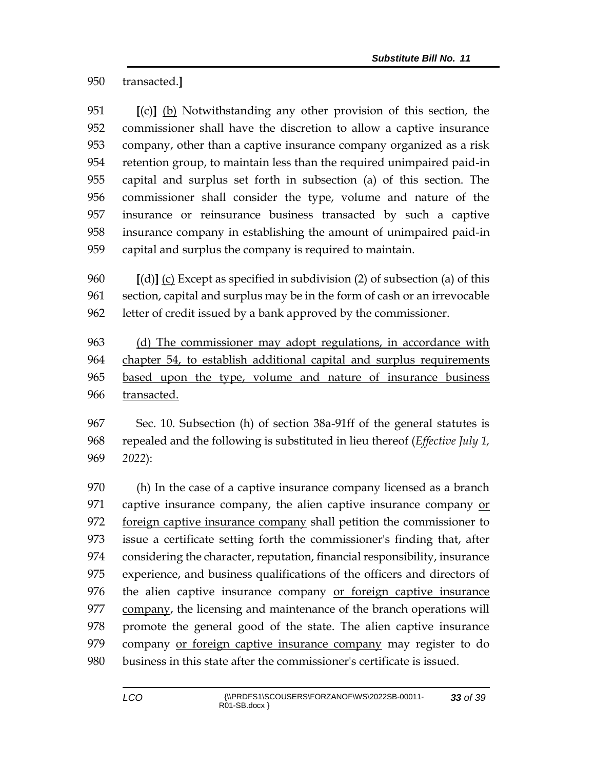950 transacted.]

951 [(c)] <u>(b)</u> Notwithstanding any other provision of this section, the
952 commissioner shall have the discretion to allow a captive insurance
953 company, other than a captive insurance company organized as a risk
954 retention group, to maintain less than the required unimpaired paid-in
955 capital and surplus set forth in subsection (a) of this section. The
956 commissioner shall consider the type, volume and nature of the
957 insurance or reinsurance business transacted by such a captive
958 insurance company in establishing the amount of unimpaired paid-in
959 capital and surplus the company is required to maintain.

960 [(d)] <u>(c)</u> Except as specified in subdivision (2) of subsection (a) of this
961 section, capital and surplus may be in the form of cash or an irrevocable
962 letter of credit issued by a bank approved by the commissioner.

963 <u>(d) The commissioner may adopt regulations, in accordance with</u>
964 <u>chapter 54, to establish additional capital and surplus requirements</u>
965 <u>based upon the type, volume and nature of insurance business</u>
966 <u>transacted.</u>

967 Sec. 10. Subsection (h) of section 38a-91ff of the general statutes is
968 repealed and the following is substituted in lieu thereof (*Effective July 1,*
969 *2022*):

970 (h) In the case of a captive insurance company licensed as a branch
971 captive insurance company, the alien captive insurance company <u>or</u>
972 <u>foreign captive insurance company</u> shall petition the commissioner to
973 issue a certificate setting forth the commissioner's finding that, after
974 considering the character, reputation, financial responsibility, insurance
975 experience, and business qualifications of the officers and directors of
976 the alien captive insurance company <u>or foreign captive insurance</u>
977 <u>company</u>, the licensing and maintenance of the branch operations will
978 promote the general good of the state. The alien captive insurance
979 company <u>or foreign captive insurance company</u> may register to do
980 business in this state after the commissioner's certificate is issued.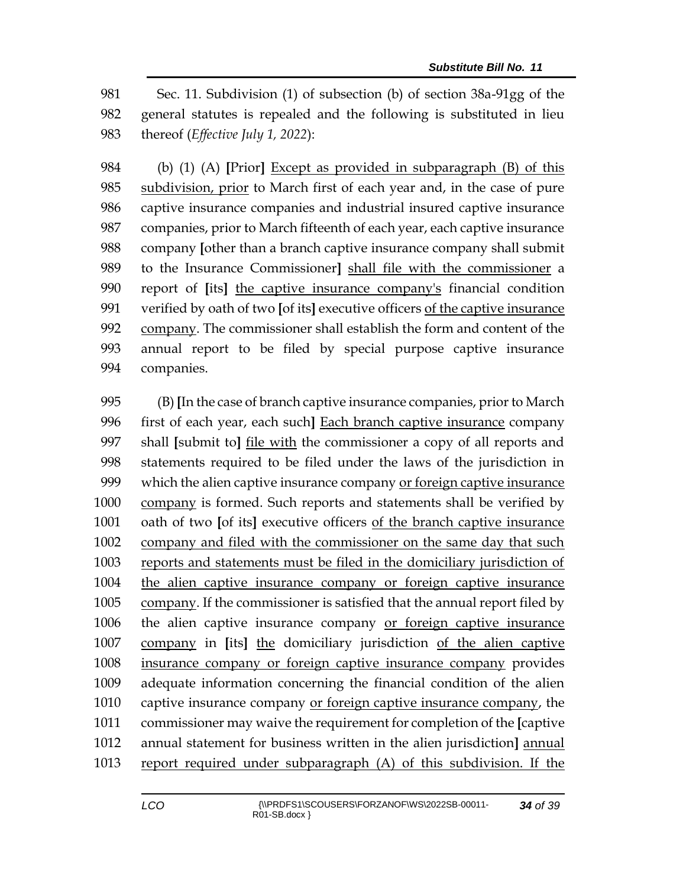981 Sec. 11. Subdivision (1) of subsection (b) of section 38a-91gg of the
982 general statutes is repealed and the following is substituted in lieu
983 thereof (*Effective July 1, 2022*):

984 (b) (1) (A) **[**Prior**]** <u>Except as provided in subparagraph (B) of this</u>
985 <u>subdivision, prior</u> to March first of each year and, in the case of pure
986 captive insurance companies and industrial insured captive insurance
987 companies, prior to March fifteenth of each year, each captive insurance
988 company **[**other than a branch captive insurance company shall submit
989 to the Insurance Commissioner**]** <u>shall file with the commissioner</u> a
990 report of **[**its**]** <u>the captive insurance company's</u> financial condition
991 verified by oath of two **[**of its**]** executive officers <u>of the captive insurance</u>
992 <u>company</u>. The commissioner shall establish the form and content of the
993 annual report to be filed by special purpose captive insurance
994 companies.

995 (B) **[**In the case of branch captive insurance companies, prior to March
996 first of each year, each such**]** <u>Each branch captive insurance</u> company
997 shall **[**submit to**]** <u>file with</u> the commissioner a copy of all reports and
998 statements required to be filed under the laws of the jurisdiction in
999 which the alien captive insurance company <u>or foreign captive insurance</u>
1000 <u>company</u> is formed. Such reports and statements shall be verified by
1001 oath of two **[**of its**]** executive officers <u>of the branch captive insurance</u>
1002 <u>company and filed with the commissioner on the same day that such</u>
1003 <u>reports and statements must be filed in the domiciliary jurisdiction of</u>
1004 <u>the alien captive insurance company or foreign captive insurance</u>
1005 <u>company</u>. If the commissioner is satisfied that the annual report filed by
1006 the alien captive insurance company <u>or foreign captive insurance</u>
1007 <u>company</u> in **[**its**]** <u>the</u> domiciliary jurisdiction <u>of the alien captive</u>
1008 <u>insurance company or foreign captive insurance company</u> provides
1009 adequate information concerning the financial condition of the alien
1010 captive insurance company <u>or foreign captive insurance company</u>, the
1011 commissioner may waive the requirement for completion of the **[**captive
1012 annual statement for business written in the alien jurisdiction**]** <u>annual</u>
1013 <u>report required under subparagraph (A) of this subdivision. If the</u>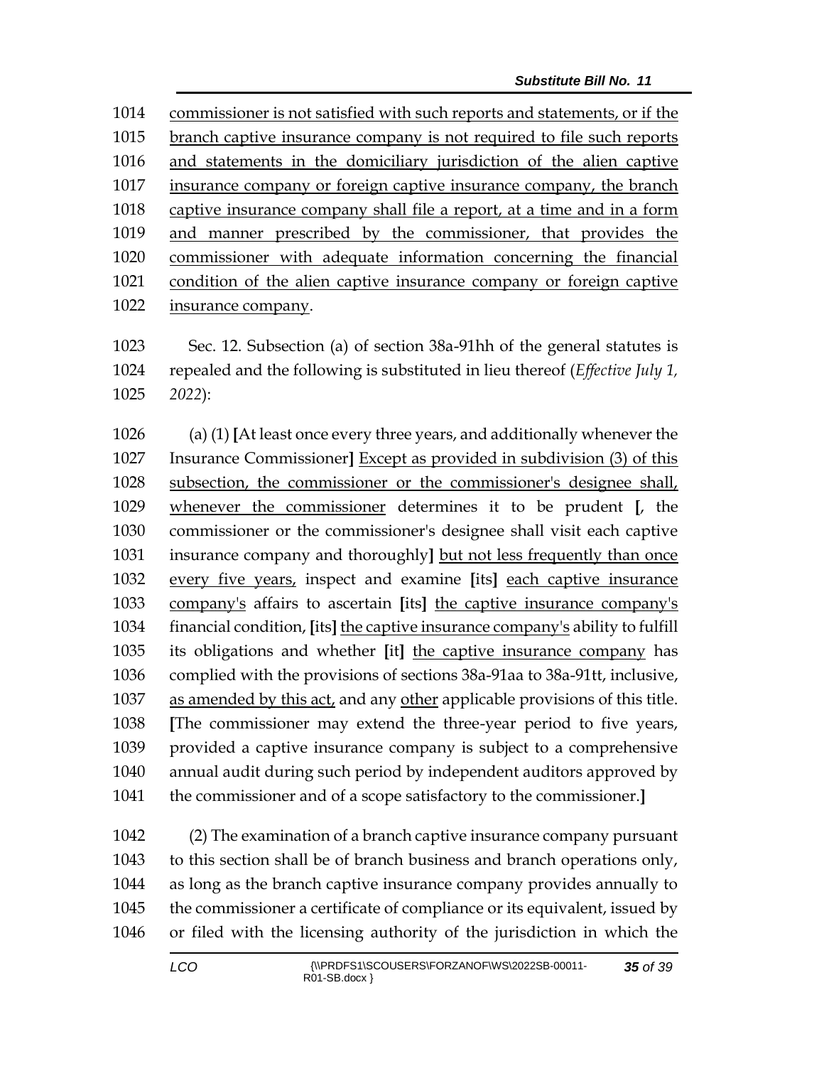commissioner is not satisfied with such reports and statements, or if the branch captive insurance company is not required to file such reports and statements in the domiciliary jurisdiction of the alien captive insurance company or foreign captive insurance company, the branch captive insurance company shall file a report, at a time and in a form and manner prescribed by the commissioner, that provides the commissioner with adequate information concerning the financial condition of the alien captive insurance company or foreign captive insurance company.

Sec. 12. Subsection (a) of section 38a-91hh of the general statutes is repealed and the following is substituted in lieu thereof (*Effective July 1, 2022*):

(a) (1) [At least once every three years, and additionally whenever the Insurance Commissioner] Except as provided in subdivision (3) of this subsection, the commissioner or the commissioner's designee shall, whenever the commissioner determines it to be prudent [, the commissioner or the commissioner's designee shall visit each captive insurance company and thoroughly] but not less frequently than once every five years, inspect and examine [its] each captive insurance company's affairs to ascertain [its] the captive insurance company's financial condition, [its] the captive insurance company's ability to fulfill its obligations and whether [it] the captive insurance company has complied with the provisions of sections 38a-91aa to 38a-91tt, inclusive, as amended by this act, and any other applicable provisions of this title. [The commissioner may extend the three-year period to five years, provided a captive insurance company is subject to a comprehensive annual audit during such period by independent auditors approved by the commissioner and of a scope satisfactory to the commissioner.]

(2) The examination of a branch captive insurance company pursuant to this section shall be of branch business and branch operations only, as long as the branch captive insurance company provides annually to the commissioner a certificate of compliance or its equivalent, issued by or filed with the licensing authority of the jurisdiction in which the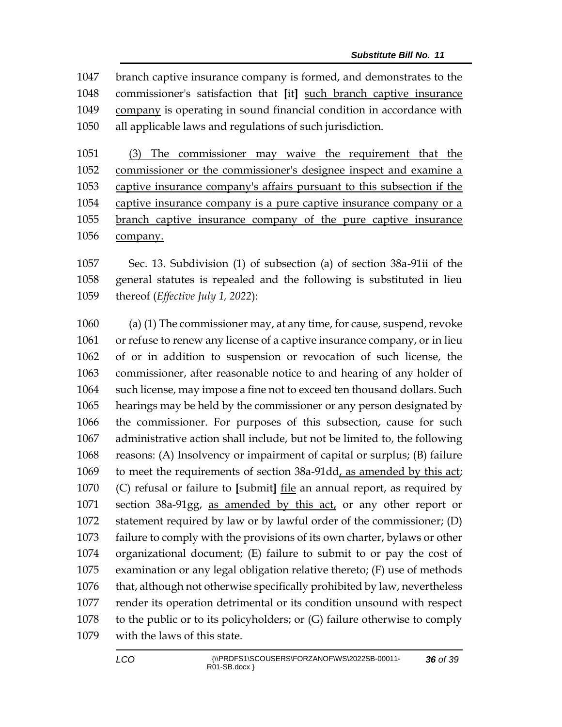1047 branch captive insurance company is formed, and demonstrates to the
1048 commissioner's satisfaction that [it] <u>such branch captive insurance</u>
1049 <u>company</u> is operating in sound financial condition in accordance with
1050 all applicable laws and regulations of such jurisdiction.

1051 <u>(3) The commissioner may waive the requirement that the</u>
1052 <u>commissioner or the commissioner's designee inspect and examine a</u>
1053 <u>captive insurance company's affairs pursuant to this subsection if the</u>
1054 <u>captive insurance company is a pure captive insurance company or a</u>
1055 <u>branch captive insurance company of the pure captive insurance</u>
1056 <u>company.</u>

1057 Sec. 13. Subdivision (1) of subsection (a) of section 38a-91ii of the
1058 general statutes is repealed and the following is substituted in lieu
1059 thereof (*Effective July 1, 2022*):

1060 (a) (1) The commissioner may, at any time, for cause, suspend, revoke
1061 or refuse to renew any license of a captive insurance company, or in lieu
1062 of or in addition to suspension or revocation of such license, the
1063 commissioner, after reasonable notice to and hearing of any holder of
1064 such license, may impose a fine not to exceed ten thousand dollars. Such
1065 hearings may be held by the commissioner or any person designated by
1066 the commissioner. For purposes of this subsection, cause for such
1067 administrative action shall include, but not be limited to, the following
1068 reasons: (A) Insolvency or impairment of capital or surplus; (B) failure
1069 to meet the requirements of section 38a-91dd<u>, as amended by this act</u>;
1070 (C) refusal or failure to [submit] <u>file</u> an annual report, as required by
1071 section 38a-91gg, <u>as amended by this act,</u> or any other report or
1072 statement required by law or by lawful order of the commissioner; (D)
1073 failure to comply with the provisions of its own charter, bylaws or other
1074 organizational document; (E) failure to submit to or pay the cost of
1075 examination or any legal obligation relative thereto; (F) use of methods
1076 that, although not otherwise specifically prohibited by law, nevertheless
1077 render its operation detrimental or its condition unsound with respect
1078 to the public or to its policyholders; or (G) failure otherwise to comply
1079 with the laws of this state.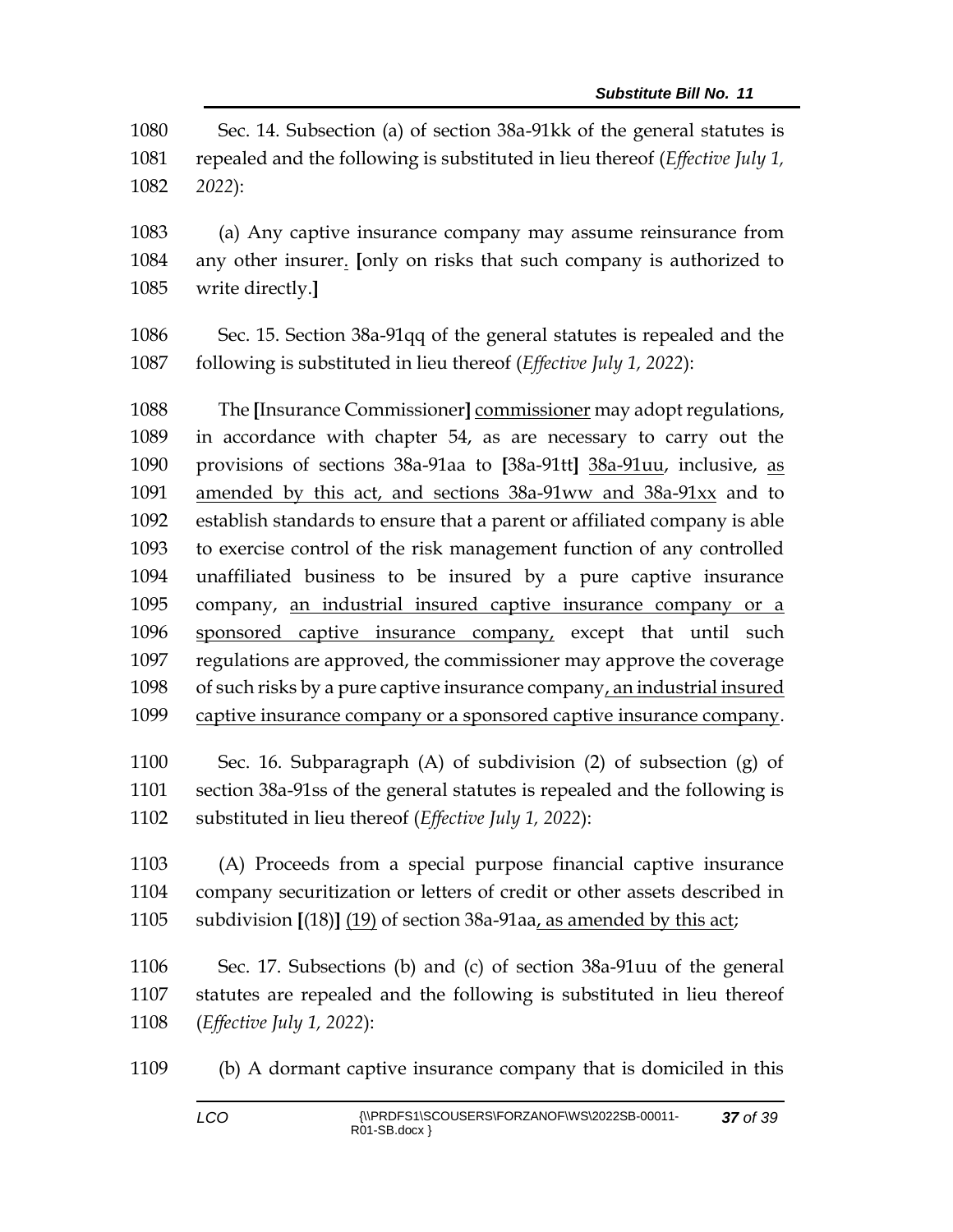Sec. 14. Subsection (a) of section 38a-91kk of the general statutes is repealed and the following is substituted in lieu thereof (*Effective July 1, 2022*):

(a) Any captive insurance company may assume reinsurance from any other insurer<u>.</u> **[**only on risks that such company is authorized to write directly.**]**

Sec. 15. Section 38a-91qq of the general statutes is repealed and the following is substituted in lieu thereof (*Effective July 1, 2022*):

The **[**Insurance Commissioner**]** <u>commissioner</u> may adopt regulations, in accordance with chapter 54, as are necessary to carry out the provisions of sections 38a-91aa to **[**38a-91tt**]** <u>38a-91uu</u>, inclusive, <u>as amended by this act, and sections 38a-91ww and 38a-91xx</u> and to establish standards to ensure that a parent or affiliated company is able to exercise control of the risk management function of any controlled unaffiliated business to be insured by a pure captive insurance company, <u>an industrial insured captive insurance company or a sponsored captive insurance company,</u> except that until such regulations are approved, the commissioner may approve the coverage of such risks by a pure captive insurance company<u>, an industrial insured captive insurance company or a sponsored captive insurance company</u>.

Sec. 16. Subparagraph (A) of subdivision (2) of subsection (g) of section 38a-91ss of the general statutes is repealed and the following is substituted in lieu thereof (*Effective July 1, 2022*):

(A) Proceeds from a special purpose financial captive insurance company securitization or letters of credit or other assets described in subdivision **[**(18)**]** <u>(19)</u> of section 38a-91aa<u>, as amended by this act</u>;

Sec. 17. Subsections (b) and (c) of section 38a-91uu of the general statutes are repealed and the following is substituted in lieu thereof (*Effective July 1, 2022*):

(b) A dormant captive insurance company that is domiciled in this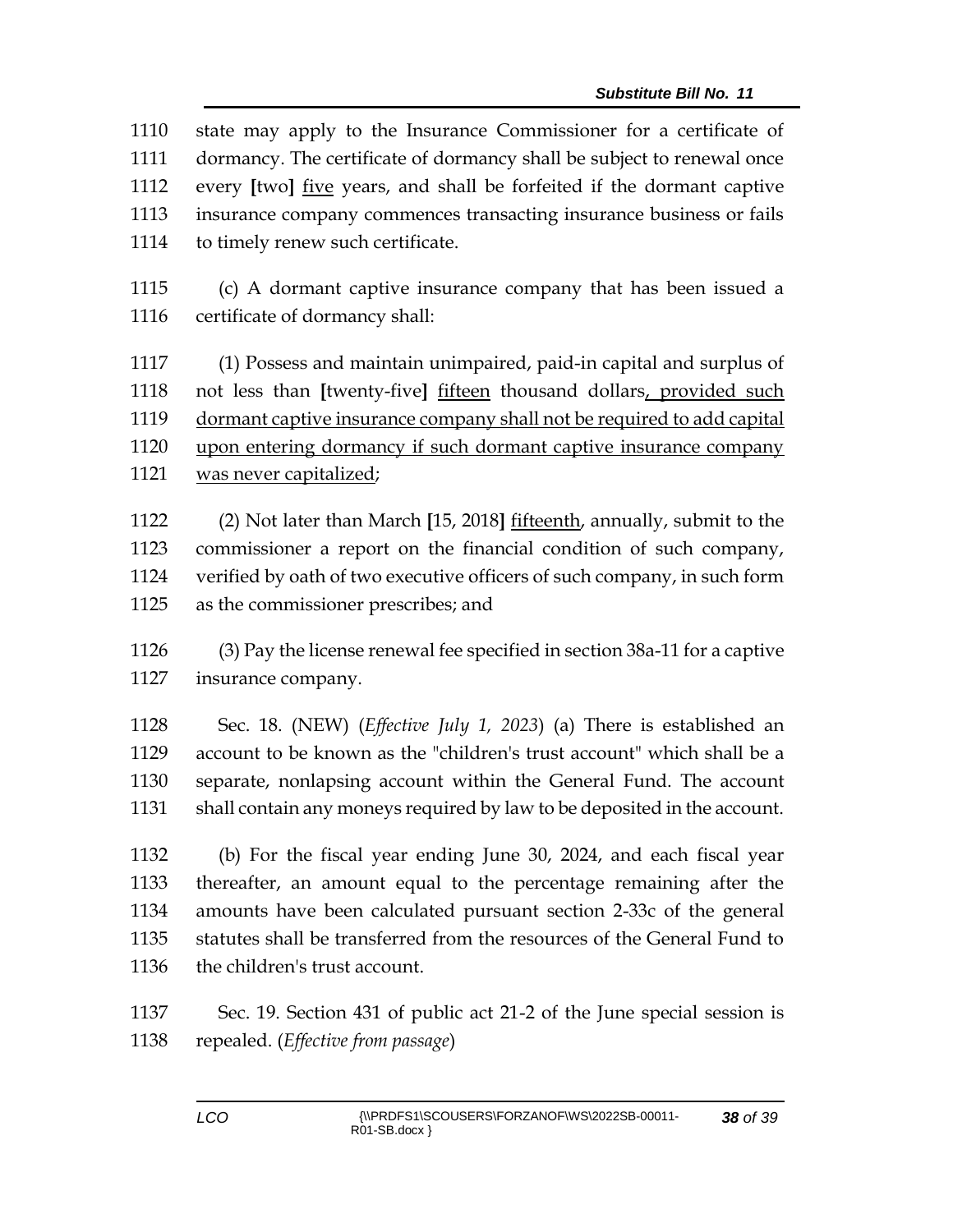1110 state may apply to the Insurance Commissioner for a certificate of
1111 dormancy. The certificate of dormancy shall be subject to renewal once
1112 every **[**two**]** <u>five</u> years, and shall be forfeited if the dormant captive
1113 insurance company commences transacting insurance business or fails
1114 to timely renew such certificate.

1115 (c) A dormant captive insurance company that has been issued a
1116 certificate of dormancy shall:

1117 (1) Possess and maintain unimpaired, paid-in capital and surplus of
1118 not less than **[**twenty-five**]** <u>fifteen</u> thousand dollars<u>, provided such</u>
1119 <u>dormant captive insurance company shall not be required to add capital</u>
1120 <u>upon entering dormancy if such dormant captive insurance company</u>
1121 <u>was never capitalized</u>;

1122 (2) Not later than March **[**15, 2018**]** <u>fifteenth</u>, annually, submit to the
1123 commissioner a report on the financial condition of such company,
1124 verified by oath of two executive officers of such company, in such form
1125 as the commissioner prescribes; and

1126 (3) Pay the license renewal fee specified in section 38a-11 for a captive
1127 insurance company.

1128 Sec. 18. (NEW) (*Effective July 1, 2023*) (a) There is established an
1129 account to be known as the "children's trust account" which shall be a
1130 separate, nonlapsing account within the General Fund. The account
1131 shall contain any moneys required by law to be deposited in the account.

1132 (b) For the fiscal year ending June 30, 2024, and each fiscal year
1133 thereafter, an amount equal to the percentage remaining after the
1134 amounts have been calculated pursuant section 2-33c of the general
1135 statutes shall be transferred from the resources of the General Fund to
1136 the children's trust account.

1137 Sec. 19. Section 431 of public act 21-2 of the June special session is
1138 repealed. (*Effective from passage*)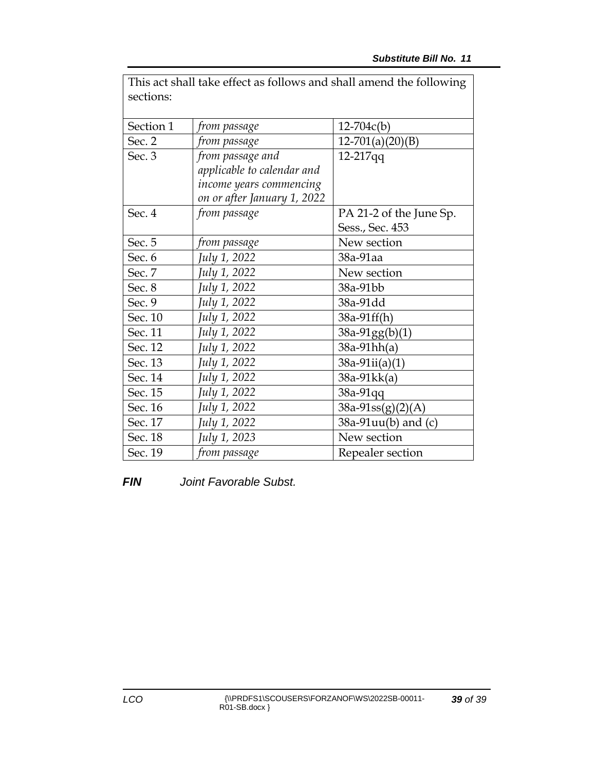This act shall take effect as follows and shall amend the following sections:

| | | |
|---|---|---|
| Section 1 | *from passage* | 12-704c(b) |
| Sec. 2 | *from passage* | 12-701(a)(20)(B) |
| Sec. 3 | *from passage and applicable to calendar and income years commencing on or after January 1, 2022* | 12-217qq |
| Sec. 4 | *from passage* | PA 21-2 of the June Sp. Sess., Sec. 453 |
| Sec. 5 | *from passage* | New section |
| Sec. 6 | *July 1, 2022* | 38a-91aa |
| Sec. 7 | *July 1, 2022* | New section |
| Sec. 8 | *July 1, 2022* | 38a-91bb |
| Sec. 9 | *July 1, 2022* | 38a-91dd |
| Sec. 10 | *July 1, 2022* | 38a-91ff(h) |
| Sec. 11 | *July 1, 2022* | 38a-91gg(b)(1) |
| Sec. 12 | *July 1, 2022* | 38a-91hh(a) |
| Sec. 13 | *July 1, 2022* | 38a-91ii(a)(1) |
| Sec. 14 | *July 1, 2022* | 38a-91kk(a) |
| Sec. 15 | *July 1, 2022* | 38a-91qq |
| Sec. 16 | *July 1, 2022* | 38a-91ss(g)(2)(A) |
| Sec. 17 | *July 1, 2022* | 38a-91uu(b) and (c) |
| Sec. 18 | *July 1, 2023* | New section |
| Sec. 19 | *from passage* | Repealer section |

***FIN*** *Joint Favorable Subst.*